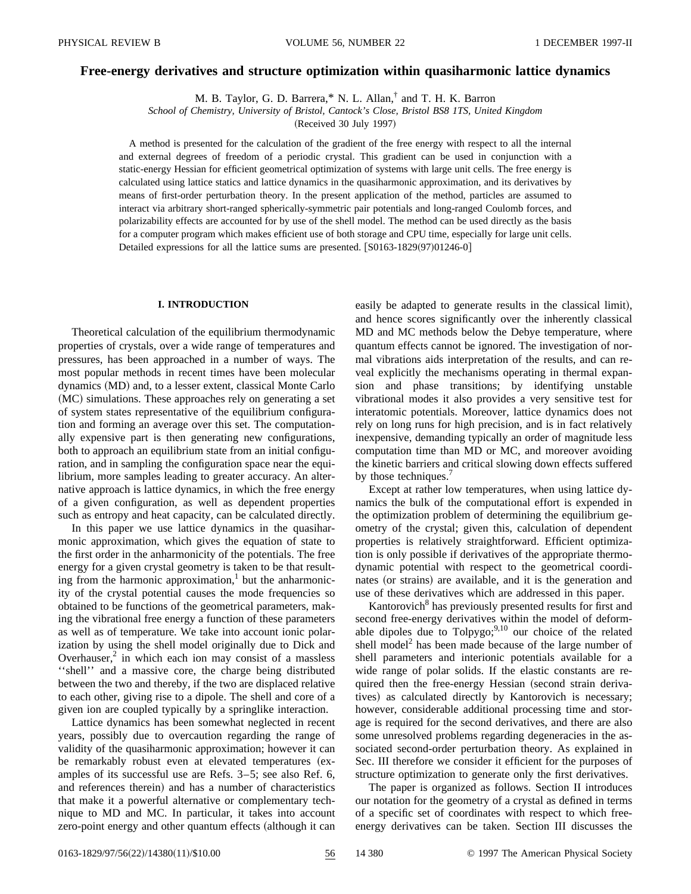# Free-energy derivatives and structure optimization within quasiharmonic lattice dynamics

M. B. Taylor, G. D. Barrera,* N. L. Allan,† and T. H. K. Barron

*School of Chemistry, University of Bristol, Cantock's Close, Bristol BS8 1TS, United Kingdom*

(Received 30 July 1997)

A method is presented for the calculation of the gradient of the free energy with respect to all the internal and external degrees of freedom of a periodic crystal. This gradient can be used in conjunction with a static-energy Hessian for efficient geometrical optimization of systems with large unit cells. The free energy is calculated using lattice statics and lattice dynamics in the quasiharmonic approximation, and its derivatives by means of first-order perturbation theory. In the present application of the method, particles are assumed to interact via arbitrary short-ranged spherically-symmetric pair potentials and long-ranged Coulomb forces, and polarizability effects are accounted for by use of the shell model. The method can be used directly as the basis for a computer program which makes efficient use of both storage and CPU time, especially for large unit cells. Detailed expressions for all the lattice sums are presented. [S0163-1829(97)01246-0]

## I. INTRODUCTION

Theoretical calculation of the equilibrium thermodynamic properties of crystals, over a wide range of temperatures and pressures, has been approached in a number of ways. The most popular methods in recent times have been molecular dynamics (MD) and, to a lesser extent, classical Monte Carlo (MC) simulations. These approaches rely on generating a set of system states representative of the equilibrium configuration and forming an average over this set. The computationally expensive part is then generating new configurations, both to approach an equilibrium state from an initial configuration, and in sampling the configuration space near the equilibrium, more samples leading to greater accuracy. An alternative approach is lattice dynamics, in which the free energy of a given configuration, as well as dependent properties such as entropy and heat capacity, can be calculated directly.

In this paper we use lattice dynamics in the quasiharmonic approximation, which gives the equation of state to the first order in the anharmonicity of the potentials. The free energy for a given crystal geometry is taken to be that resulting from the harmonic approximation,[1] but the anharmonicity of the crystal potential causes the mode frequencies so obtained to be functions of the geometrical parameters, making the vibrational free energy a function of these parameters as well as of temperature. We take into account ionic polarization by using the shell model originally due to Dick and Overhauser,[2] in which each ion may consist of a massless "shell" and a massive core, the charge being distributed between the two and thereby, if the two are displaced relative to each other, giving rise to a dipole. The shell and core of a given ion are coupled typically by a springlike interaction.

Lattice dynamics has been somewhat neglected in recent years, possibly due to overcaution regarding the range of validity of the quasiharmonic approximation; however it can be remarkably robust even at elevated temperatures (examples of its successful use are Refs. 3–5; see also Ref. 6, and references therein) and has a number of characteristics that make it a powerful alternative or complementary technique to MD and MC. In particular, it takes into account zero-point energy and other quantum effects (although it can easily be adapted to generate results in the classical limit), and hence scores significantly over the inherently classical MD and MC methods below the Debye temperature, where quantum effects cannot be ignored. The investigation of normal vibrations aids interpretation of the results, and can reveal explicitly the mechanisms operating in thermal expansion and phase transitions; by identifying unstable vibrational modes it also provides a very sensitive test for interatomic potentials. Moreover, lattice dynamics does not rely on long runs for high precision, and is in fact relatively inexpensive, demanding typically an order of magnitude less computation time than MD or MC, and moreover avoiding the kinetic barriers and critical slowing down effects suffered by those techniques.[7]

Except at rather low temperatures, when using lattice dynamics the bulk of the computational effort is expended in the optimization problem of determining the equilibrium geometry of the crystal; given this, calculation of dependent properties is relatively straightforward. Efficient optimization is only possible if derivatives of the appropriate thermodynamic potential with respect to the geometrical coordinates (or strains) are available, and it is the generation and use of these derivatives which are addressed in this paper.

Kantorovich[8] has previously presented results for first and second free-energy derivatives within the model of deformable dipoles due to Tolpygo;[9,10] our choice of the related shell model[2] has been made because of the large number of shell parameters and interionic potentials available for a wide range of polar solids. If the elastic constants are required then the free-energy Hessian (second strain derivatives) as calculated directly by Kantorovich is necessary; however, considerable additional processing time and storage is required for the second derivatives, and there are also some unresolved problems regarding degeneracies in the associated second-order perturbation theory. As explained in Sec. III therefore we consider it efficient for the purposes of structure optimization to generate only the first derivatives.

The paper is organized as follows. Section II introduces our notation for the geometry of a crystal as defined in terms of a specific set of coordinates with respect to which free-energy derivatives can be taken. Section III discusses the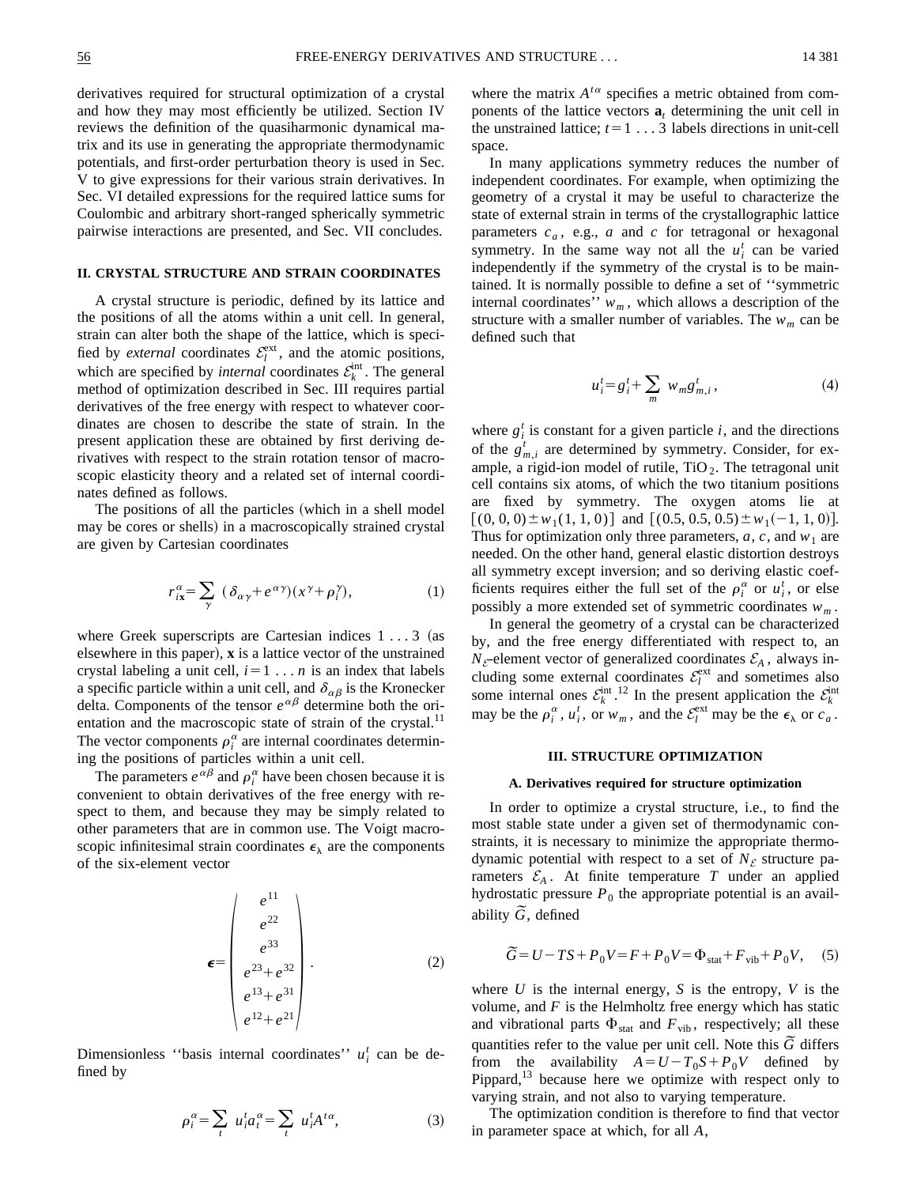derivatives required for structural optimization of a crystal and how they may most efficiently be utilized. Section IV reviews the definition of the quasiharmonic dynamical matrix and its use in generating the appropriate thermodynamic potentials, and first-order perturbation theory is used in Sec. V to give expressions for their various strain derivatives. In Sec. VI detailed expressions for the required lattice sums for Coulombic and arbitrary short-ranged spherically symmetric pairwise interactions are presented, and Sec. VII concludes.

## II. CRYSTAL STRUCTURE AND STRAIN COORDINATES

A crystal structure is periodic, defined by its lattice and the positions of all the atoms within a unit cell. In general, strain can alter both the shape of the lattice, which is specified by *external* coordinates $\mathcal{E}_l^{\text{ext}}$, and the atomic positions, which are specified by *internal* coordinates $\mathcal{E}_k^{\text{int}}$. The general method of optimization described in Sec. III requires partial derivatives of the free energy with respect to whatever coordinates are chosen to describe the state of strain. In the present application these are obtained by first deriving derivatives with respect to the strain rotation tensor of macroscopic elasticity theory and a related set of internal coordinates defined as follows.

The positions of all the particles (which in a shell model may be cores or shells) in a macroscopically strained crystal are given by Cartesian coordinates

$$r_{i\mathbf{x}}^{\alpha} = \sum_{\gamma} (\delta_{\alpha\gamma} + e^{\alpha\gamma})(x^{\gamma} + \rho_i^{\gamma}), \tag{1}$$

where Greek superscripts are Cartesian indices $1 \ldots 3$ (as elsewhere in this paper), $\mathbf{x}$ is a lattice vector of the unstrained crystal labeling a unit cell, $i = 1 \ldots n$ is an index that labels a specific particle within a unit cell, and $\delta_{\alpha\beta}$ is the Kronecker delta. Components of the tensor $e^{\alpha\beta}$ determine both the orientation and the macroscopic state of strain of the crystal.[11] The vector components $\rho_i^{\alpha}$ are internal coordinates determining the positions of particles within a unit cell.

The parameters $e^{\alpha\beta}$ and $\rho_i^{\alpha}$ have been chosen because it is convenient to obtain derivatives of the free energy with respect to them, and because they may be simply related to other parameters that are in common use. The Voigt macroscopic infinitesimal strain coordinates $\epsilon_\lambda$ are the components of the six-element vector

$$\boldsymbol{\epsilon} = \begin{pmatrix} e^{11} \\ e^{22} \\ e^{33} \\ e^{23} + e^{32} \\ e^{13} + e^{31} \\ e^{12} + e^{21} \end{pmatrix}. \tag{2}$$

Dimensionless "basis internal coordinates" $u_i^t$ can be defined by

$$\rho_i^{\alpha} = \sum_t u_i^t a_t^{\alpha} = \sum_t u_i^t A^{t\alpha}, \tag{3}$$

where the matrix $A^{t\alpha}$ specifies a metric obtained from components of the lattice vectors $\mathbf{a}_t$ determining the unit cell in the unstrained lattice; $t = 1 \ldots 3$ labels directions in unit-cell space.

In many applications symmetry reduces the number of independent coordinates. For example, when optimizing the geometry of a crystal it may be useful to characterize the state of external strain in terms of the crystallographic lattice parameters $c_a$, e.g., $a$ and $c$ for tetragonal or hexagonal symmetry. In the same way not all the $u_i^t$ can be varied independently if the symmetry of the crystal is to be maintained. It is normally possible to define a set of "symmetric internal coordinates" $w_m$, which allows a description of the structure with a smaller number of variables. The $w_m$ can be defined such that

$$u_i^t = g_i^t + \sum_m w_m g_{m,i}^t, \tag{4}$$

where $g_i^t$ is constant for a given particle $i$, and the directions of the $g_{m,i}^t$ are determined by symmetry. Consider, for example, a rigid-ion model of rutile, $TiO_2$. The tetragonal unit cell contains six atoms, of which the two titanium positions are fixed by symmetry. The oxygen atoms lie at $[(0, 0, 0) \pm w_1(1, 1, 0)]$ and $[(0.5, 0.5, 0.5) \pm w_1(-1, 1, 0)]$. Thus for optimization only three parameters, $a$, $c$, and $w_1$ are needed. On the other hand, general elastic distortion destroys all symmetry except inversion; and so deriving elastic coefficients requires either the full set of the $\rho_i^{\alpha}$ or $u_i^t$, or else possibly a more extended set of symmetric coordinates $w_m$.

In general the geometry of a crystal can be characterized by, and the free energy differentiated with respect to, an $N_{\mathcal{E}}$-element vector of generalized coordinates $\mathcal{E}_A$, always including some external coordinates $\mathcal{E}_l^{\text{ext}}$ and sometimes also some internal ones $\mathcal{E}_k^{\text{int}}$.[12] In the present application the $\mathcal{E}_k^{\text{int}}$ may be the $\rho_i^{\alpha}$, $u_i^t$, or $w_m$, and the $\mathcal{E}_l^{\text{ext}}$ may be the $\epsilon_\lambda$ or $c_a$.

## III. STRUCTURE OPTIMIZATION

### A. Derivatives required for structure optimization

In order to optimize a crystal structure, i.e., to find the most stable state under a given set of thermodynamic constraints, it is necessary to minimize the appropriate thermodynamic potential with respect to a set of $N_{\mathcal{E}}$ structure parameters $\mathcal{E}_A$. At finite temperature $T$ under an applied hydrostatic pressure $P_0$ the appropriate potential is an availability $\tilde{G}$, defined

$$\tilde{G} = U - TS + P_0 V = F + P_0 V = \Phi_{\text{stat}} + F_{\text{vib}} + P_0 V, \tag{5}$$

where $U$ is the internal energy, $S$ is the entropy, $V$ is the volume, and $F$ is the Helmholtz free energy which has static and vibrational parts $\Phi_{\text{stat}}$ and $F_{\text{vib}}$, respectively; all these quantities refer to the value per unit cell. Note this $\tilde{G}$ differs from the availability $A = U - T_0 S + P_0 V$ defined by Pippard,[13] because here we optimize with respect only to varying strain, and not also to varying temperature.

The optimization condition is therefore to find that vector in parameter space at which, for all $A$,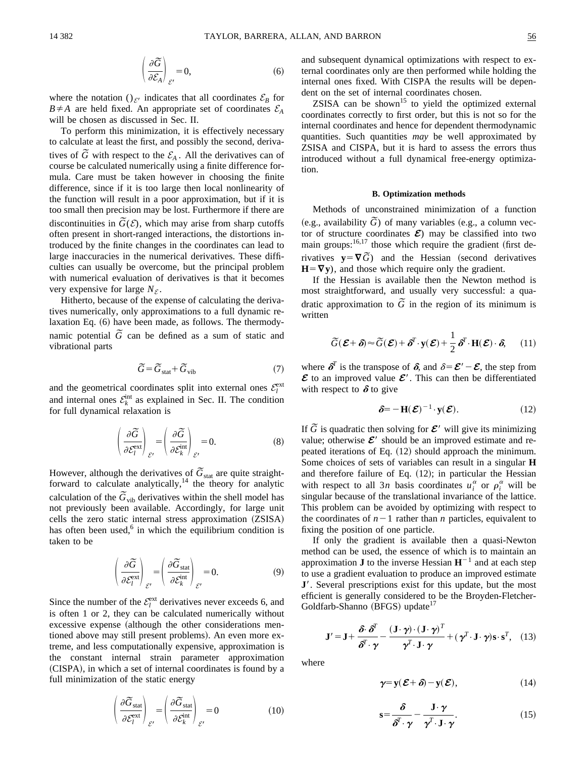$$\left(\frac{\partial \tilde{G}}{\partial \mathcal{E}_A}\right)_{\mathcal{E}'} = 0, \tag{6}$$

where the notation $()_{\mathcal{E}'}$ indicates that all coordinates $\mathcal{E}_B$ for $B \neq A$ are held fixed. An appropriate set of coordinates $\mathcal{E}_A$ will be chosen as discussed in Sec. II.

To perform this minimization, it is effectively necessary to calculate at least the first, and possibly the second, derivatives of $\tilde{G}$ with respect to the $\mathcal{E}_A$. All the derivatives can of course be calculated numerically using a finite difference formula. Care must be taken however in choosing the finite difference, since if it is too large then local nonlinearity of the function will result in a poor approximation, but if it is too small then precision may be lost. Furthermore if there are discontinuities in $\tilde{G}(\mathcal{E})$, which may arise from sharp cutoffs often present in short-ranged interactions, the distortions introduced by the finite changes in the coordinates can lead to large inaccuracies in the numerical derivatives. These difficulties can usually be overcome, but the principal problem with numerical evaluation of derivatives is that it becomes very expensive for large $N_{\mathcal{E}}$.

Hitherto, because of the expense of calculating the derivatives numerically, only approximations to a full dynamic relaxation Eq. (6) have been made, as follows. The thermodynamic potential $\tilde{G}$ can be defined as a sum of static and vibrational parts

$$\tilde{G} = \tilde{G}_{\text{stat}} + \tilde{G}_{\text{vib}} \tag{7}$$

and the geometrical coordinates split into external ones $\mathcal{E}_l^{\text{ext}}$ and internal ones $\mathcal{E}_k^{\text{int}}$ as explained in Sec. II. The condition for full dynamical relaxation is

$$\left(\frac{\partial \tilde{G}}{\partial \mathcal{E}_l^{\text{ext}}}\right)_{\mathcal{E}'} = \left(\frac{\partial \tilde{G}}{\partial \mathcal{E}_k^{\text{int}}}\right)_{\mathcal{E}'} = 0. \tag{8}$$

However, although the derivatives of $\tilde{G}_{\text{stat}}$ are quite straightforward to calculate analytically,[14] the theory for analytic calculation of the $\tilde{G}_{\text{vib}}$ derivatives within the shell model has not previously been available. Accordingly, for large unit cells the zero static internal stress approximation (ZSISA) has often been used,[6] in which the equilibrium condition is taken to be

$$\left(\frac{\partial \tilde{G}}{\partial \mathcal{E}_l^{\text{ext}}}\right)_{\mathcal{E}'} = \left(\frac{\partial \tilde{G}_{\text{stat}}}{\partial \mathcal{E}_k^{\text{int}}}\right)_{\mathcal{E}'} = 0. \tag{9}$$

Since the number of the $\mathcal{E}_l^{\text{ext}}$ derivatives never exceeds 6, and is often 1 or 2, they can be calculated numerically without excessive expense (although the other considerations mentioned above may still present problems). An even more extreme, and less computationally expensive, approximation is the constant internal strain parameter approximation (CISPA), in which a set of internal coordinates is found by a full minimization of the static energy

$$\left(\frac{\partial \tilde{G}_{\text{stat}}}{\partial \mathcal{E}_l^{\text{ext}}}\right)_{\mathcal{E}'} = \left(\frac{\partial \tilde{G}_{\text{stat}}}{\partial \mathcal{E}_k^{\text{int}}}\right)_{\mathcal{E}'} = 0 \tag{10}$$

and subsequent dynamical optimizations with respect to external coordinates only are then performed while holding the internal ones fixed. With CISPA the results will be dependent on the set of internal coordinates chosen.

ZSISA can be shown[15] to yield the optimized external coordinates correctly to first order, but this is not so for the internal coordinates and hence for dependent thermodynamic quantities. Such quantities *may* be well approximated by ZSISA and CISPA, but it is hard to assess the errors thus introduced without a full dynamical free-energy optimization.

### B. Optimization methods

Methods of unconstrained minimization of a function (e.g., availability $\tilde{G}$) of many variables (e.g., a column vector of structure coordinates $\boldsymbol{\mathcal{E}}$) may be classified into two main groups:[16,17] those which require the gradient (first derivatives $\mathbf{y} = \boldsymbol{\nabla} \tilde{G}$) and the Hessian (second derivatives $\mathbf{H} = \boldsymbol{\nabla} \mathbf{y}$), and those which require only the gradient.

If the Hessian is available then the Newton method is most straightforward, and usually very successful: a quadratic approximation to $\tilde{G}$ in the region of its minimum is written

$$\tilde{G}(\boldsymbol{\mathcal{E}} + \boldsymbol{\delta}) \approx \tilde{G}(\boldsymbol{\mathcal{E}}) + \boldsymbol{\delta}^T \cdot \mathbf{y}(\boldsymbol{\mathcal{E}}) + \frac{1}{2} \boldsymbol{\delta}^T \cdot \mathbf{H}(\boldsymbol{\mathcal{E}}) \cdot \boldsymbol{\delta}, \tag{11}$$

where $\boldsymbol{\delta}^T$ is the transpose of $\boldsymbol{\delta}$, and $\delta = \boldsymbol{\mathcal{E}}' - \boldsymbol{\mathcal{E}}$, the step from $\boldsymbol{\mathcal{E}}$ to an improved value $\boldsymbol{\mathcal{E}}'$. This can then be differentiated with respect to $\boldsymbol{\delta}$ to give

$$\boldsymbol{\delta} = -\mathbf{H}(\boldsymbol{\mathcal{E}})^{-1} \cdot \mathbf{y}(\boldsymbol{\mathcal{E}}). \tag{12}$$

If $\tilde{G}$ is quadratic then solving for $\boldsymbol{\mathcal{E}}'$ will give its minimizing value; otherwise $\boldsymbol{\mathcal{E}}'$ should be an improved estimate and repeated iterations of Eq. (12) should approach the minimum. Some choices of sets of variables can result in a singular $\mathbf{H}$ and therefore failure of Eq. (12); in particular the Hessian with respect to all $3n$ basis coordinates $u_i^\alpha$ or $\rho_i^\alpha$ will be singular because of the translational invariance of the lattice. This problem can be avoided by optimizing with respect to the coordinates of $n-1$ rather than $n$ particles, equivalent to fixing the position of one particle.

If only the gradient is available then a quasi-Newton method can be used, the essence of which is to maintain an approximation $\mathbf{J}$ to the inverse Hessian $\mathbf{H}^{-1}$ and at each step to use a gradient evaluation to produce an improved estimate $\mathbf{J}'$. Several prescriptions exist for this update, but the most efficient is generally considered to be the Broyden-Fletcher-Goldfarb-Shanno (BFGS) update[17]

$$\mathbf{J}' = \mathbf{J} + \frac{\boldsymbol{\delta} \cdot \boldsymbol{\delta}^T}{\boldsymbol{\delta}^T \cdot \boldsymbol{\gamma}} - \frac{(\mathbf{J} \cdot \boldsymbol{\gamma}) \cdot (\mathbf{J} \cdot \boldsymbol{\gamma})^T}{\boldsymbol{\gamma}^T \cdot \mathbf{J} \cdot \boldsymbol{\gamma}} + (\boldsymbol{\gamma}^T \cdot \mathbf{J} \cdot \boldsymbol{\gamma}) \mathbf{s} \cdot \mathbf{s}^T, \tag{13}$$

where

$$\boldsymbol{\gamma} = \mathbf{y}(\boldsymbol{\mathcal{E}} + \boldsymbol{\delta}) - \mathbf{y}(\boldsymbol{\mathcal{E}}), \tag{14}$$

$$\mathbf{s} = \frac{\boldsymbol{\delta}}{\boldsymbol{\delta}^T \cdot \boldsymbol{\gamma}} - \frac{\mathbf{J} \cdot \boldsymbol{\gamma}}{\boldsymbol{\gamma}^T \cdot \mathbf{J} \cdot \boldsymbol{\gamma}}. \tag{15}$$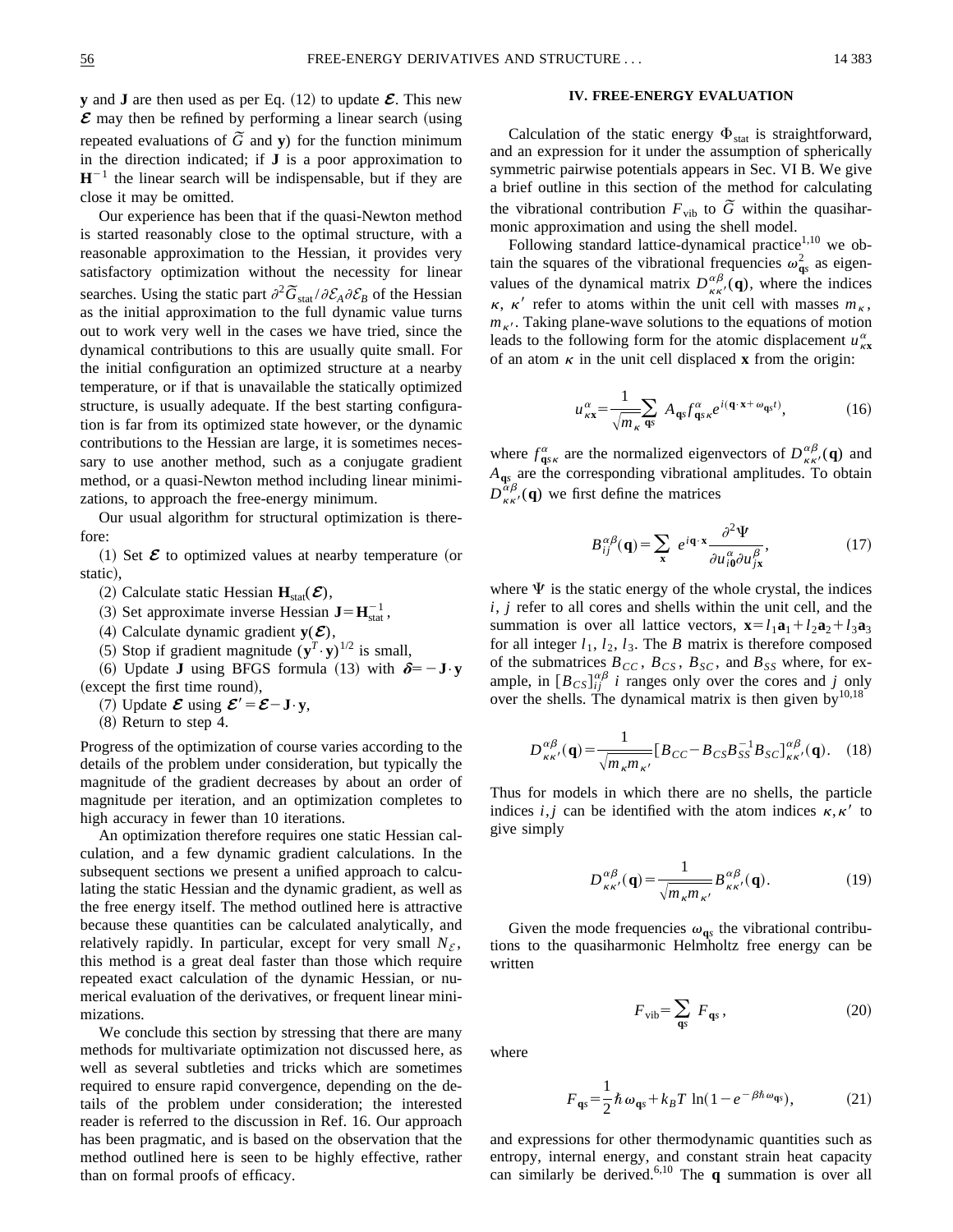$\mathbf{y}$ and $\mathbf{J}$ are then used as per Eq. (12) to update $\boldsymbol{\mathcal{E}}$. This new $\boldsymbol{\mathcal{E}}$ may then be refined by performing a linear search (using repeated evaluations of $\widetilde{G}$ and $\mathbf{y}$) for the function minimum in the direction indicated; if $\mathbf{J}$ is a poor approximation to $\mathbf{H}^{-1}$ the linear search will be indispensable, but if they are close it may be omitted.

Our experience has been that if the quasi-Newton method is started reasonably close to the optimal structure, with a reasonable approximation to the Hessian, it provides very satisfactory optimization without the necessity for linear searches. Using the static part $\partial^2 \widetilde{G}_{\rm stat}/\partial \mathcal{E}_A \partial \mathcal{E}_B$ of the Hessian as the initial approximation to the full dynamic value turns out to work very well in the cases we have tried, since the dynamical contributions to this are usually quite small. For the initial configuration an optimized structure at a nearby temperature, or if that is unavailable the statically optimized structure, is usually adequate. If the best starting configuration is far from its optimized state however, or the dynamic contributions to the Hessian are large, it is sometimes necessary to use another method, such as a conjugate gradient method, or a quasi-Newton method including linear minimizations, to approach the free-energy minimum.

Our usual algorithm for structural optimization is therefore:

(1) Set $\boldsymbol{\mathcal{E}}$ to optimized values at nearby temperature (or static),

(2) Calculate static Hessian $\mathbf{H}_{\rm stat}(\boldsymbol{\mathcal{E}})$,

(3) Set approximate inverse Hessian $\mathbf{J}=\mathbf{H}_{\rm stat}^{-1}$,

(4) Calculate dynamic gradient $\mathbf{y}(\boldsymbol{\mathcal{E}})$,

(5) Stop if gradient magnitude $(\mathbf{y}^T\cdot\mathbf{y})^{1/2}$ is small,

(6) Update $\mathbf{J}$ using BFGS formula (13) with $\boldsymbol{\delta}=-\mathbf{J}\cdot\mathbf{y}$ (except the first time round),

(7) Update $\boldsymbol{\mathcal{E}}$ using $\boldsymbol{\mathcal{E}}'=\boldsymbol{\mathcal{E}}-\mathbf{J}\cdot\mathbf{y}$,

(8) Return to step 4.

Progress of the optimization of course varies according to the details of the problem under consideration, but typically the magnitude of the gradient decreases by about an order of magnitude per iteration, and an optimization completes to high accuracy in fewer than 10 iterations.

An optimization therefore requires one static Hessian calculation, and a few dynamic gradient calculations. In the subsequent sections we present a unified approach to calculating the static Hessian and the dynamic gradient, as well as the free energy itself. The method outlined here is attractive because these quantities can be calculated analytically, and relatively rapidly. In particular, except for very small $N_{\mathcal{E}}$, this method is a great deal faster than those which require repeated exact calculation of the dynamic Hessian, or numerical evaluation of the derivatives, or frequent linear minimizations.

We conclude this section by stressing that there are many methods for multivariate optimization not discussed here, as well as several subtleties and tricks which are sometimes required to ensure rapid convergence, depending on the details of the problem under consideration; the interested reader is referred to the discussion in Ref. 16. Our approach has been pragmatic, and is based on the observation that the method outlined here is seen to be highly effective, rather than on formal proofs of efficacy.

## IV. FREE-ENERGY EVALUATION

Calculation of the static energy $\Phi_{\rm stat}$ is straightforward, and an expression for it under the assumption of spherically symmetric pairwise potentials appears in Sec. VI B. We give a brief outline in this section of the method for calculating the vibrational contribution $F_{\rm vib}$ to $\widetilde{G}$ within the quasiharmonic approximation and using the shell model.

Following standard lattice-dynamical practice[1,10] we obtain the squares of the vibrational frequencies $\omega_{\mathbf{q}s}^2$ as eigenvalues of the dynamical matrix $D_{\kappa\kappa'}^{\alpha\beta}(\mathbf{q})$, where the indices $\kappa$, $\kappa'$ refer to atoms within the unit cell with masses $m_\kappa$, $m_{\kappa'}$. Taking plane-wave solutions to the equations of motion leads to the following form for the atomic displacement $u_{\kappa\mathbf{x}}^\alpha$ of an atom $\kappa$ in the unit cell displaced $\mathbf{x}$ from the origin:

$$u_{\kappa\mathbf{x}}^\alpha=\frac{1}{\sqrt{m_\kappa}}\sum_{\mathbf{q}s} A_{\mathbf{q}s} f_{\mathbf{q}s\kappa}^\alpha e^{i(\mathbf{q}\cdot\mathbf{x}+\omega_{\mathbf{q}s}t)}, \tag{16}$$

where $f_{\mathbf{q}s\kappa}^\alpha$ are the normalized eigenvectors of $D_{\kappa\kappa'}^{\alpha\beta}(\mathbf{q})$ and $A_{\mathbf{q}s}$ are the corresponding vibrational amplitudes. To obtain $D_{\kappa\kappa'}^{\alpha\beta}(\mathbf{q})$ we first define the matrices

$$B_{ij}^{\alpha\beta}(\mathbf{q})=\sum_{\mathbf{x}} e^{i\mathbf{q}\cdot\mathbf{x}}\frac{\partial^2\Psi}{\partial u_{i\mathbf{0}}^\alpha \partial u_{j\mathbf{x}}^\beta}, \tag{17}$$

where $\Psi$ is the static energy of the whole crystal, the indices $i$, $j$ refer to all cores and shells within the unit cell, and the summation is over all lattice vectors, $\mathbf{x}=l_1\mathbf{a}_1+l_2\mathbf{a}_2+l_3\mathbf{a}_3$ for all integer $l_1$, $l_2$, $l_3$. The $B$ matrix is therefore composed of the submatrices $B_{CC}$, $B_{CS}$, $B_{SC}$, and $B_{SS}$ where, for example, in $[B_{CS}]_{ij}^{\alpha\beta}$ $i$ ranges only over the cores and $j$ only over the shells. The dynamical matrix is then given by[10,18]

$$D_{\kappa\kappa'}^{\alpha\beta}(\mathbf{q})=\frac{1}{\sqrt{m_\kappa m_{\kappa'}}}[B_{CC}-B_{CS}B_{SS}^{-1}B_{SC}]_{\kappa\kappa'}^{\alpha\beta}(\mathbf{q}). \tag{18}$$

Thus for models in which there are no shells, the particle indices $i,j$ can be identified with the atom indices $\kappa,\kappa'$ to give simply

$$D_{\kappa\kappa'}^{\alpha\beta}(\mathbf{q})=\frac{1}{\sqrt{m_\kappa m_{\kappa'}}}B_{\kappa\kappa'}^{\alpha\beta}(\mathbf{q}). \tag{19}$$

Given the mode frequencies $\omega_{\mathbf{q}s}$ the vibrational contributions to the quasiharmonic Helmholtz free energy can be written

$$F_{\rm vib}=\sum_{\mathbf{q}s} F_{\mathbf{q}s}, \tag{20}$$

where

$$F_{\mathbf{q}s}=\frac{1}{2}\hbar\omega_{\mathbf{q}s}+k_BT\ \ln(1-e^{-\beta\hbar\omega_{\mathbf{q}s}}), \tag{21}$$

and expressions for other thermodynamic quantities such as entropy, internal energy, and constant strain heat capacity can similarly be derived.[6,10] The $\mathbf{q}$ summation is over all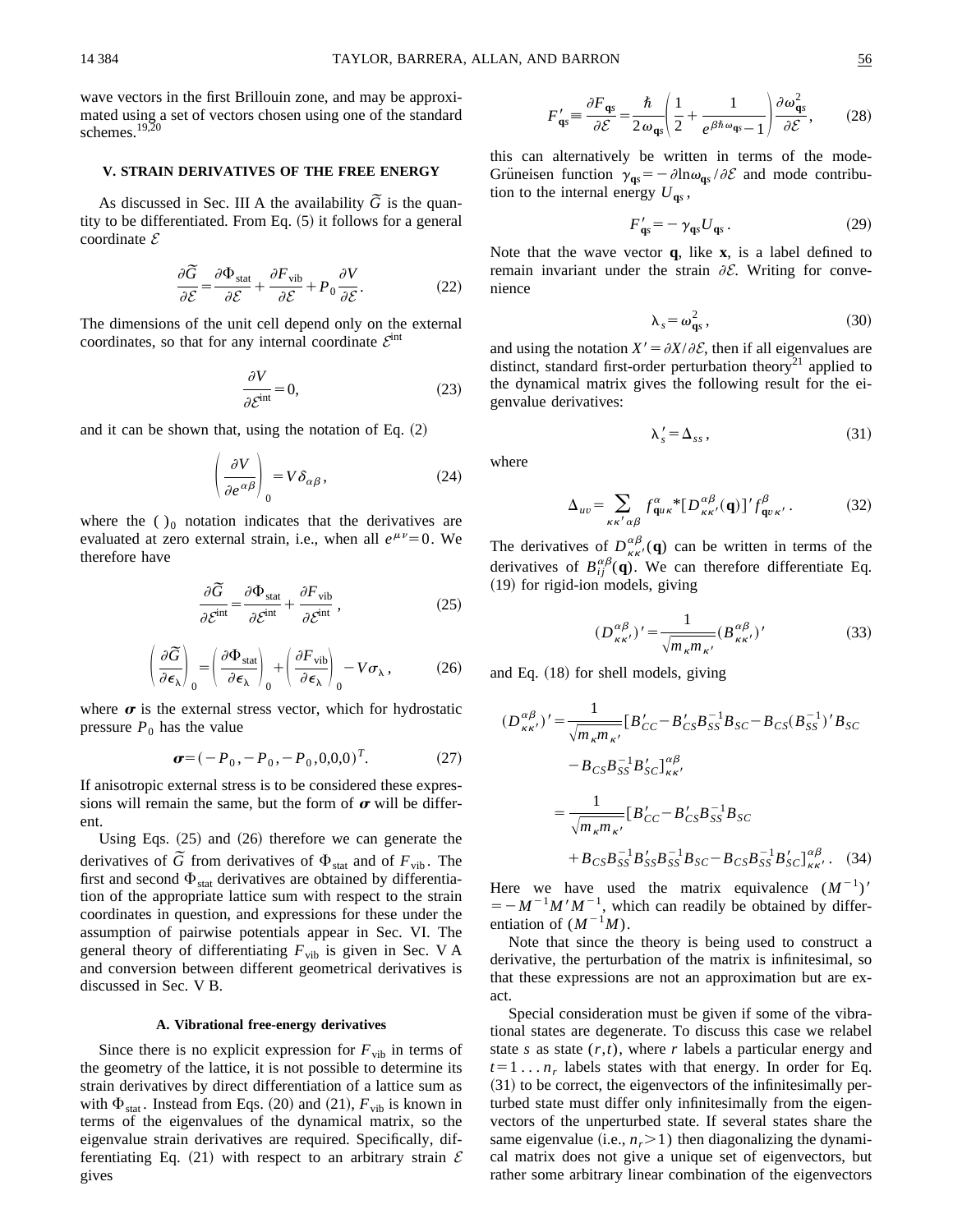wave vectors in the first Brillouin zone, and may be approximated using a set of vectors chosen using one of the standard schemes.[19,20]

## V. STRAIN DERIVATIVES OF THE FREE ENERGY

As discussed in Sec. III A the availability $\tilde{G}$ is the quantity to be differentiated. From Eq. (5) it follows for a general coordinate $\mathcal{E}$

$$\frac{\partial \tilde{G}}{\partial \mathcal{E}} = \frac{\partial \Phi_{\rm stat}}{\partial \mathcal{E}} + \frac{\partial F_{\rm vib}}{\partial \mathcal{E}} + P_0 \frac{\partial V}{\partial \mathcal{E}}. \tag{22}$$

The dimensions of the unit cell depend only on the external coordinates, so that for any internal coordinate $\mathcal{E}^{\rm int}$

$$\frac{\partial V}{\partial \mathcal{E}^{\rm int}} = 0, \tag{23}$$

and it can be shown that, using the notation of Eq. (2)

$$\left( \frac{\partial V}{\partial e^{\alpha\beta}} \right)_0 = V \delta_{\alpha\beta}, \tag{24}$$

where the $(\ )_0$ notation indicates that the derivatives are evaluated at zero external strain, i.e., when all $e^{\mu\nu} = 0$. We therefore have

$$\frac{\partial \tilde{G}}{\partial \mathcal{E}^{\rm int}} = \frac{\partial \Phi_{\rm stat}}{\partial \mathcal{E}^{\rm int}} + \frac{\partial F_{\rm vib}}{\partial \mathcal{E}^{\rm int}}, \tag{25}$$

$$\left( \frac{\partial \tilde{G}}{\partial \epsilon_\lambda} \right)_0 = \left( \frac{\partial \Phi_{\rm stat}}{\partial \epsilon_\lambda} \right)_0 + \left( \frac{\partial F_{\rm vib}}{\partial \epsilon_\lambda} \right)_0 - V \sigma_\lambda, \tag{26}$$

where $\boldsymbol{\sigma}$ is the external stress vector, which for hydrostatic pressure $P_0$ has the value

$$\boldsymbol{\sigma} = (-P_0, -P_0, -P_0, 0,0,0)^T. \tag{27}$$

If anisotropic external stress is to be considered these expressions will remain the same, but the form of $\boldsymbol{\sigma}$ will be different.

Using Eqs. (25) and (26) therefore we can generate the derivatives of $\tilde{G}$ from derivatives of $\Phi_{\rm stat}$ and of $F_{\rm vib}$. The first and second $\Phi_{\rm stat}$ derivatives are obtained by differentiation of the appropriate lattice sum with respect to the strain coordinates in question, and expressions for these under the assumption of pairwise potentials appear in Sec. VI. The general theory of differentiating $F_{\rm vib}$ is given in Sec. V A and conversion between different geometrical derivatives is discussed in Sec. V B.

### A. Vibrational free-energy derivatives

Since there is no explicit expression for $F_{\rm vib}$ in terms of the geometry of the lattice, it is not possible to determine its strain derivatives by direct differentiation of a lattice sum as with $\Phi_{\rm stat}$. Instead from Eqs. (20) and (21), $F_{\rm vib}$ is known in terms of the eigenvalues of the dynamical matrix, so the eigenvalue strain derivatives are required. Specifically, differentiating Eq. (21) with respect to an arbitrary strain $\mathcal{E}$ gives

$$F'_{\mathbf{q}s} \equiv \frac{\partial F_{\mathbf{q}s}}{\partial \mathcal{E}} = \frac{\hbar}{2\omega_{\mathbf{q}s}} \left( \frac{1}{2} + \frac{1}{e^{\beta\hbar\omega_{\mathbf{q}s}} - 1} \right) \frac{\partial \omega^2_{\mathbf{q}s}}{\partial \mathcal{E}}, \tag{28}$$

this can alternatively be written in terms of the mode-Grüneisen function $\gamma_{\mathbf{q}s} = -\partial \ln \omega_{\mathbf{q}s} / \partial \mathcal{E}$ and mode contribution to the internal energy $U_{\mathbf{q}s}$,

$$F'_{\mathbf{q}s} = -\gamma_{\mathbf{q}s} U_{\mathbf{q}s}. \tag{29}$$

Note that the wave vector $\mathbf{q}$, like $\mathbf{x}$, is a label defined to remain invariant under the strain $\partial\mathcal{E}$. Writing for convenience

$$\lambda_s = \omega^2_{\mathbf{q}s}, \tag{30}$$

and using the notation $X' = \partial X / \partial \mathcal{E}$, then if all eigenvalues are distinct, standard first-order perturbation theory[21] applied to the dynamical matrix gives the following result for the eigenvalue derivatives:

$$\lambda'_s = \Delta_{ss}, \tag{31}$$

where

$$\Delta_{uv} = \sum_{\kappa\kappa'\alpha\beta} f^{\alpha}_{\mathbf{q}u\kappa}{}^* [D^{\alpha\beta}_{\kappa\kappa'}(\mathbf{q})]' f^{\beta}_{\mathbf{q}v\kappa'}. \tag{32}$$

The derivatives of $D^{\alpha\beta}_{\kappa\kappa'}(\mathbf{q})$ can be written in terms of the derivatives of $B^{\alpha\beta}_{ij}(\mathbf{q})$. We can therefore differentiate Eq. (19) for rigid-ion models, giving

$$(D^{\alpha\beta}_{\kappa\kappa'})' = \frac{1}{\sqrt{m_\kappa m_{\kappa'}}} (B^{\alpha\beta}_{\kappa\kappa'})' \tag{33}$$

and Eq. (18) for shell models, giving

$$\begin{aligned}
(D^{\alpha\beta}_{\kappa\kappa'})' &= \frac{1}{\sqrt{m_\kappa m_{\kappa'}}} [B'_{CC} - B'_{CS} B^{-1}_{SS} B_{SC} - B_{CS} (B^{-1}_{SS})' B_{SC} \\
&\quad - B_{CS} B^{-1}_{SS} B'_{SC}]^{\alpha\beta}_{\kappa\kappa'} \\
&= \frac{1}{\sqrt{m_\kappa m_{\kappa'}}} [B'_{CC} - B'_{CS} B^{-1}_{SS} B_{SC} \\
&\quad + B_{CS} B^{-1}_{SS} B'_{SS} B^{-1}_{SS} B_{SC} - B_{CS} B^{-1}_{SS} B'_{SC}]^{\alpha\beta}_{\kappa\kappa'}.
\end{aligned} \tag{34}$$

Here we have used the matrix equivalence $(M^{-1})' = -M^{-1} M' M^{-1}$, which can readily be obtained by differentiation of $(M^{-1}M)$.

Note that since the theory is being used to construct a derivative, the perturbation of the matrix is infinitesimal, so that these expressions are not an approximation but are exact.

Special consideration must be given if some of the vibrational states are degenerate. To discuss this case we relabel state $s$ as state $(r,t)$, where $r$ labels a particular energy and $t = 1 \ldots n_r$ labels states with that energy. In order for Eq. (31) to be correct, the eigenvectors of the infinitesimally perturbed state must differ only infinitesimally from the eigenvectors of the unperturbed state. If several states share the same eigenvalue (i.e., $n_r > 1$) then diagonalizing the dynamical matrix does not give a unique set of eigenvectors, but rather some arbitrary linear combination of the eigenvectors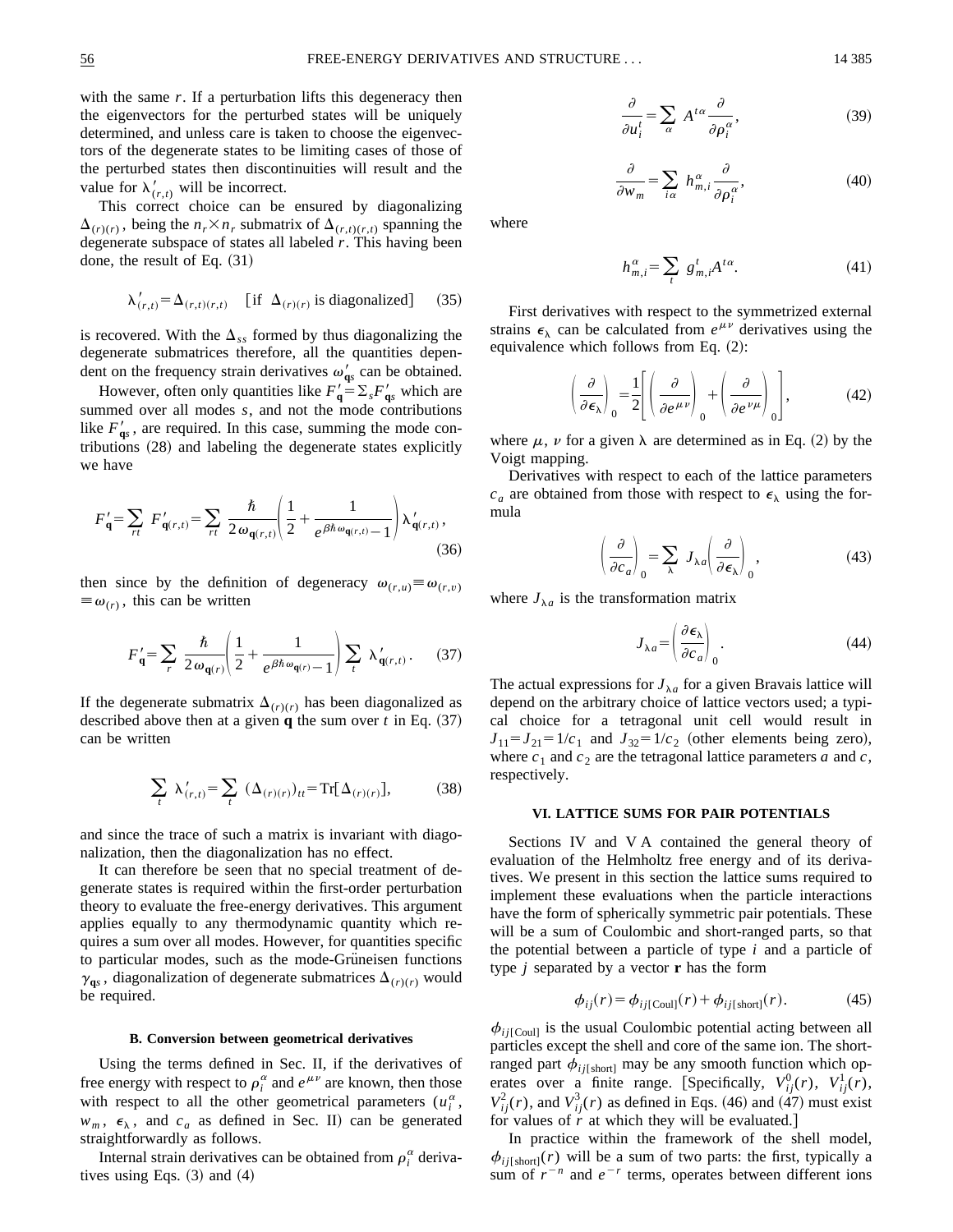with the same $r$. If a perturbation lifts this degeneracy then the eigenvectors for the perturbed states will be uniquely determined, and unless care is taken to choose the eigenvectors of the degenerate states to be limiting cases of those of the perturbed states then discontinuities will result and the value for $\lambda'_{(r,t)}$ will be incorrect.

This correct choice can be ensured by diagonalizing $\Delta_{(r)(r)}$, being the $n_r \times n_r$ submatrix of $\Delta_{(r,t)(r,t)}$ spanning the degenerate subspace of states all labeled $r$. This having been done, the result of Eq. (31)

$$\lambda'_{(r,t)} = \Delta_{(r,t)(r,t)} \quad [\text{if } \Delta_{(r)(r)} \text{ is diagonalized}] \tag{35}$$

is recovered. With the $\Delta_{ss}$ formed by thus diagonalizing the degenerate submatrices therefore, all the quantities dependent on the frequency strain derivatives $\omega'_{\mathbf{q}s}$ can be obtained.

However, often only quantities like $F'_{\mathbf{q}} = \Sigma_s F'_{\mathbf{q}s}$ which are summed over all modes $s$, and not the mode contributions like $F'_{\mathbf{q}s}$, are required. In this case, summing the mode contributions (28) and labeling the degenerate states explicitly we have

$$F'_{\mathbf{q}} = \sum_{rt} F'_{\mathbf{q}(r,t)} = \sum_{rt} \frac{\hbar}{2\omega_{\mathbf{q}(r,t)}} \left( \frac{1}{2} + \frac{1}{e^{\beta\hbar\omega_{\mathbf{q}(r,t)}} - 1} \right) \lambda'_{\mathbf{q}(r,t)}, \tag{36}$$

then since by the definition of degeneracy $\omega_{(r,u)} \equiv \omega_{(r,v)} \equiv \omega_{(r)}$, this can be written

$$F'_{\mathbf{q}} = \sum_{r} \frac{\hbar}{2\omega_{\mathbf{q}(r)}} \left( \frac{1}{2} + \frac{1}{e^{\beta\hbar\omega_{\mathbf{q}(r)}} - 1} \right) \sum_{t} \lambda'_{\mathbf{q}(r,t)}. \tag{37}$$

If the degenerate submatrix $\Delta_{(r)(r)}$ has been diagonalized as described above then at a given $\mathbf{q}$ the sum over $t$ in Eq. (37) can be written

$$\sum_{t} \lambda'_{(r,t)} = \sum_{t} (\Delta_{(r)(r)})_{tt} = \mathrm{Tr}[\Delta_{(r)(r)}], \tag{38}$$

and since the trace of such a matrix is invariant with diagonalization, then the diagonalization has no effect.

It can therefore be seen that no special treatment of degenerate states is required within the first-order perturbation theory to evaluate the free-energy derivatives. This argument applies equally to any thermodynamic quantity which requires a sum over all modes. However, for quantities specific to particular modes, such as the mode-Grüneisen functions $\gamma_{\mathbf{q}s}$, diagonalization of degenerate submatrices $\Delta_{(r)(r)}$ would be required.

### B. Conversion between geometrical derivatives

Using the terms defined in Sec. II, if the derivatives of free energy with respect to $\rho_i^\alpha$ and $e^{\mu\nu}$ are known, then those with respect to all the other geometrical parameters ($u_i^\alpha$, $w_m$, $\epsilon_\lambda$, and $c_a$ as defined in Sec. II) can be generated straightforwardly as follows.

Internal strain derivatives can be obtained from $\rho_i^\alpha$ derivatives using Eqs. (3) and (4)

$$\frac{\partial}{\partial u_i^t} = \sum_{\alpha} A^{t\alpha} \frac{\partial}{\partial \rho_i^\alpha}, \tag{39}$$

$$\frac{\partial}{\partial w_m} = \sum_{i\alpha} h_{m,i}^\alpha \frac{\partial}{\partial \rho_i^\alpha}, \tag{40}$$

where

$$h_{m,i}^\alpha = \sum_{t} g_{m,i}^t A^{t\alpha}. \tag{41}$$

First derivatives with respect to the symmetrized external strains $\epsilon_\lambda$ can be calculated from $e^{\mu\nu}$ derivatives using the equivalence which follows from Eq. (2):

$$\left( \frac{\partial}{\partial \epsilon_\lambda} \right)_0 = \frac{1}{2} \left[ \left( \frac{\partial}{\partial e^{\mu\nu}} \right)_0 + \left( \frac{\partial}{\partial e^{\nu\mu}} \right)_0 \right], \tag{42}$$

where $\mu$, $\nu$ for a given $\lambda$ are determined as in Eq. (2) by the Voigt mapping.

Derivatives with respect to each of the lattice parameters $c_a$ are obtained from those with respect to $\epsilon_\lambda$ using the formula

$$\left( \frac{\partial}{\partial c_a} \right)_0 = \sum_{\lambda} J_{\lambda a} \left( \frac{\partial}{\partial \epsilon_\lambda} \right)_0, \tag{43}$$

where $J_{\lambda a}$ is the transformation matrix

$$J_{\lambda a} = \left( \frac{\partial \epsilon_\lambda}{\partial c_a} \right)_0. \tag{44}$$

The actual expressions for $J_{\lambda a}$ for a given Bravais lattice will depend on the arbitrary choice of lattice vectors used; a typical choice for a tetragonal unit cell would result in $J_{11} = J_{21} = 1/c_1$ and $J_{32} = 1/c_2$ (other elements being zero), where $c_1$ and $c_2$ are the tetragonal lattice parameters $a$ and $c$, respectively.

## VI. LATTICE SUMS FOR PAIR POTENTIALS

Sections IV and V A contained the general theory of evaluation of the Helmholtz free energy and of its derivatives. We present in this section the lattice sums required to implement these evaluations when the particle interactions have the form of spherically symmetric pair potentials. These will be a sum of Coulombic and short-ranged parts, so that the potential between a particle of type $i$ and a particle of type $j$ separated by a vector $\mathbf{r}$ has the form

$$\phi_{ij}(r) = \phi_{ij[\mathrm{Coul}]}(r) + \phi_{ij[\mathrm{short}]}(r). \tag{45}$$

$\phi_{ij[\mathrm{Coul}]}$ is the usual Coulombic potential acting between all particles except the shell and core of the same ion. The short-ranged part $\phi_{ij[\mathrm{short}]}$ may be any smooth function which operates over a finite range. [Specifically, $V_{ij}^0(r)$, $V_{ij}^1(r)$, $V_{ij}^2(r)$, and $V_{ij}^3(r)$ as defined in Eqs. (46) and (47) must exist for values of $r$ at which they will be evaluated.]

In practice within the framework of the shell model, $\phi_{ij[\mathrm{short}]}(r)$ will be a sum of two parts: the first, typically a sum of $r^{-n}$ and $e^{-r}$ terms, operates between different ions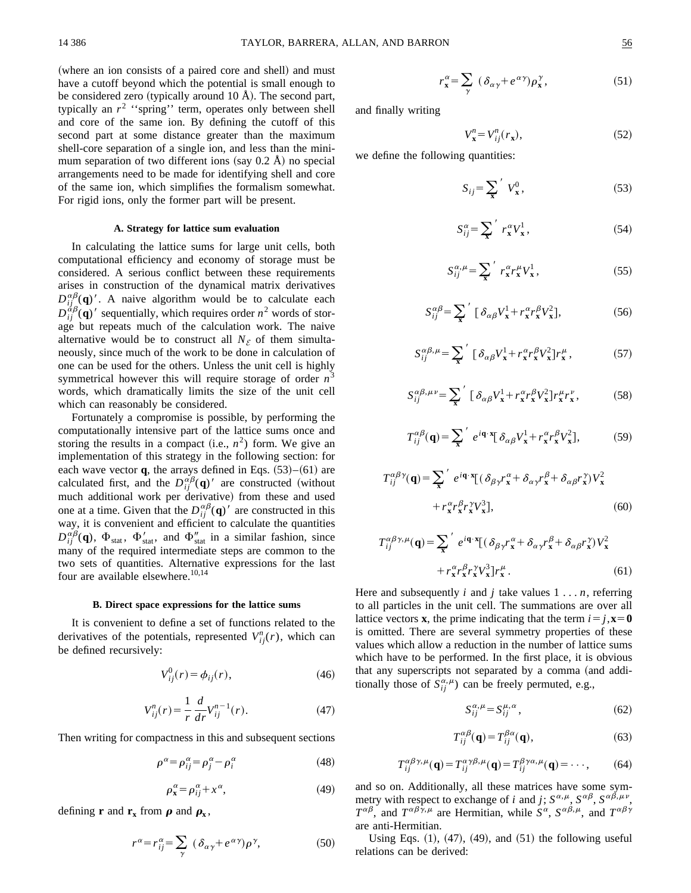(where an ion consists of a paired core and shell) and must have a cutoff beyond which the potential is small enough to be considered zero (typically around 10 Å). The second part, typically an $r^2$ "spring" term, operates only between shell and core of the same ion. By defining the cutoff of this second part at some distance greater than the maximum shell-core separation of a single ion, and less than the minimum separation of two different ions (say 0.2 Å) no special arrangements need to be made for identifying shell and core of the same ion, which simplifies the formalism somewhat. For rigid ions, only the former part will be present.

### A. Strategy for lattice sum evaluation

In calculating the lattice sums for large unit cells, both computational efficiency and economy of storage must be considered. A serious conflict between these requirements arises in construction of the dynamical matrix derivatives $D_{ij}^{\alpha\beta}(\mathbf{q})'$. A naive algorithm would be to calculate each $D_{ij}^{\alpha\beta}(\mathbf{q})'$ sequentially, which requires order $n^2$ words of storage but repeats much of the calculation work. The naive alternative would be to construct all $N_{\mathcal{E}}$ of them simultaneously, since much of the work to be done in calculation of one can be used for the others. Unless the unit cell is highly symmetrical however this will require storage of order $n^3$ words, which dramatically limits the size of the unit cell which can reasonably be considered.

Fortunately a compromise is possible, by performing the computationally intensive part of the lattice sums once and storing the results in a compact (i.e., $n^2$) form. We give an implementation of this strategy in the following section: for each wave vector $\mathbf{q}$, the arrays defined in Eqs. (53)–(61) are calculated first, and the $D_{ij}^{\alpha\beta}(\mathbf{q})'$ are constructed (without much additional work per derivative) from these and used one at a time. Given that the $D_{ij}^{\alpha\beta}(\mathbf{q})'$ are constructed in this way, it is convenient and efficient to calculate the quantities $D_{ij}^{\alpha\beta}(\mathbf{q})$, $\Phi_{\rm stat}$, $\Phi'_{\rm stat}$, and $\Phi''_{\rm stat}$ in a similar fashion, since many of the required intermediate steps are common to the two sets of quantities. Alternative expressions for the last four are available elsewhere.[10,14]

### B. Direct space expressions for the lattice sums

It is convenient to define a set of functions related to the derivatives of the potentials, represented $V_{ij}^n(r)$, which can be defined recursively:

$$V_{ij}^0(r)=\phi_{ij}(r), \tag{46}$$

$$V_{ij}^n(r)=\frac{1}{r}\frac{d}{dr}V_{ij}^{n-1}(r). \tag{47}$$

Then writing for compactness in this and subsequent sections

$$\rho^\alpha=\rho_{ij}^\alpha=\rho_j^\alpha-\rho_i^\alpha \tag{48}$$

$$\rho_{\mathbf{x}}^\alpha=\rho_{ij}^\alpha+x^\alpha, \tag{49}$$

defining $\mathbf{r}$ and $\mathbf{r_x}$ from $\boldsymbol{\rho}$ and $\boldsymbol{\rho}_{\mathbf{x}}$,

$$r^\alpha=r_{ij}^\alpha=\sum_\gamma (\delta_{\alpha\gamma}+e^{\alpha\gamma})\rho^\gamma, \tag{50}$$

$$r_{\mathbf{x}}^\alpha=\sum_\gamma (\delta_{\alpha\gamma}+e^{\alpha\gamma})\rho_{\mathbf{x}}^\gamma, \tag{51}$$

and finally writing

$$V_{\mathbf{x}}^n=V_{ij}^n(r_{\mathbf{x}}), \tag{52}$$

we define the following quantities:

$$S_{ij}=\sum_{\mathbf{x}}{}' V_{\mathbf{x}}^0, \tag{53}$$

$$S_{ij}^\alpha=\sum_{\mathbf{x}}{}' r_{\mathbf{x}}^\alpha V_{\mathbf{x}}^1, \tag{54}$$

$$S_{ij}^{\alpha,\mu}=\sum_{\mathbf{x}}{}' r_{\mathbf{x}}^\alpha r_{\mathbf{x}}^\mu V_{\mathbf{x}}^1, \tag{55}$$

$$S_{ij}^{\alpha\beta}=\sum_{\mathbf{x}}{}' [\delta_{\alpha\beta}V_{\mathbf{x}}^1+r_{\mathbf{x}}^\alpha r_{\mathbf{x}}^\beta V_{\mathbf{x}}^2], \tag{56}$$

$$S_{ij}^{\alpha\beta,\mu}=\sum_{\mathbf{x}}{}' [\delta_{\alpha\beta}V_{\mathbf{x}}^1+r_{\mathbf{x}}^\alpha r_{\mathbf{x}}^\beta V_{\mathbf{x}}^2]r_{\mathbf{x}}^\mu, \tag{57}$$

$$S_{ij}^{\alpha\beta,\mu\nu}=\sum_{\mathbf{x}}{}' [\delta_{\alpha\beta}V_{\mathbf{x}}^1+r_{\mathbf{x}}^\alpha r_{\mathbf{x}}^\beta V_{\mathbf{x}}^2]r_{\mathbf{x}}^\mu r_{\mathbf{x}}^\nu, \tag{58}$$

$$T_{ij}^{\alpha\beta}(\mathbf{q})=\sum_{\mathbf{x}}{}' e^{i\mathbf{q}\cdot\mathbf{x}}[\delta_{\alpha\beta}V_{\mathbf{x}}^1+r_{\mathbf{x}}^\alpha r_{\mathbf{x}}^\beta V_{\mathbf{x}}^2], \tag{59}$$

$$T_{ij}^{\alpha\beta\gamma}(\mathbf{q})=\sum_{\mathbf{x}}{}' e^{i\mathbf{q}\cdot\mathbf{x}}[(\delta_{\beta\gamma}r_{\mathbf{x}}^\alpha+\delta_{\alpha\gamma}r_{\mathbf{x}}^\beta+\delta_{\alpha\beta}r_{\mathbf{x}}^\gamma)V_{\mathbf{x}}^2 + r_{\mathbf{x}}^\alpha r_{\mathbf{x}}^\beta r_{\mathbf{x}}^\gamma V_{\mathbf{x}}^3], \tag{60}$$

$$T_{ij}^{\alpha\beta\gamma,\mu}(\mathbf{q})=\sum_{\mathbf{x}}{}' e^{i\mathbf{q}\cdot\mathbf{x}}[(\delta_{\beta\gamma}r_{\mathbf{x}}^\alpha+\delta_{\alpha\gamma}r_{\mathbf{x}}^\beta+\delta_{\alpha\beta}r_{\mathbf{x}}^\gamma)V_{\mathbf{x}}^2 + r_{\mathbf{x}}^\alpha r_{\mathbf{x}}^\beta r_{\mathbf{x}}^\gamma V_{\mathbf{x}}^3]r_{\mathbf{x}}^\mu. \tag{61}$$

Here and subsequently $i$ and $j$ take values $1\ldots n$, referring to all particles in the unit cell. The summations are over all lattice vectors $\mathbf{x}$, the prime indicating that the term $i=j,\mathbf{x}=\mathbf{0}$ is omitted. There are several symmetry properties of these values which allow a reduction in the number of lattice sums which have to be performed. In the first place, it is obvious that any superscripts not separated by a comma (and additionally those of $S_{ij}^{\alpha,\mu}$) can be freely permuted, e.g.,

$$S_{ij}^{\alpha,\mu}=S_{ij}^{\mu,\alpha}, \tag{62}$$

$$T_{ij}^{\alpha\beta}(\mathbf{q})=T_{ij}^{\beta\alpha}(\mathbf{q}), \tag{63}$$

$$T_{ij}^{\alpha\beta\gamma,\mu}(\mathbf{q})=T_{ij}^{\alpha\gamma\beta,\mu}(\mathbf{q})=T_{ij}^{\beta\gamma\alpha,\mu}(\mathbf{q})=\cdots, \tag{64}$$

and so on. Additionally, all these matrices have some symmetry with respect to exchange of $i$ and $j$; $S^{\alpha,\mu}$, $S^{\alpha\beta}$, $S^{\alpha\beta,\mu\nu}$, $T^{\alpha\beta}$, and $T^{\alpha\beta\gamma,\mu}$ are Hermitian, while $S^\alpha$, $S^{\alpha\beta,\mu}$, and $T^{\alpha\beta\gamma}$ are anti-Hermitian.

Using Eqs. (1), (47), (49), and (51) the following useful relations can be derived: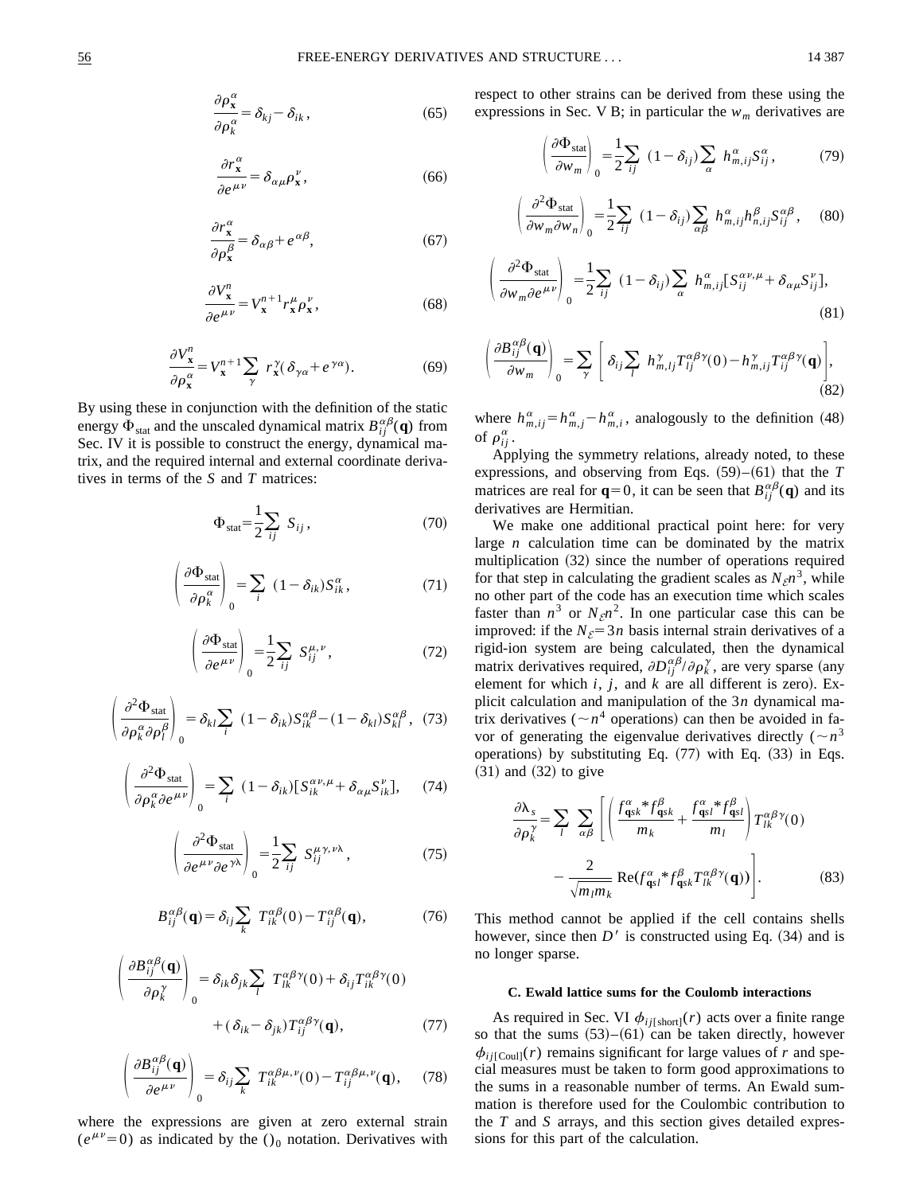$$\frac{\partial \rho_{\mathbf{x}}^{\alpha}}{\partial \rho_{k}^{\alpha}} = \delta_{kj} - \delta_{ik}, \tag{65}$$

$$\frac{\partial r_{\mathbf{x}}^{\alpha}}{\partial e^{\mu\nu}} = \delta_{\alpha\mu} \rho_{\mathbf{x}}^{\nu}, \tag{66}$$

$$\frac{\partial r_{\mathbf{x}}^{\alpha}}{\partial \rho_{\mathbf{x}}^{\beta}} = \delta_{\alpha\beta} + e^{\alpha\beta}, \tag{67}$$

$$\frac{\partial V_{\mathbf{x}}^{n}}{\partial e^{\mu\nu}} = V_{\mathbf{x}}^{n+1} r_{\mathbf{x}}^{\mu} \rho_{\mathbf{x}}^{\nu}, \tag{68}$$

$$\frac{\partial V_{\mathbf{x}}^{n}}{\partial \rho_{\mathbf{x}}^{\alpha}} = V_{\mathbf{x}}^{n+1} \sum_{\gamma} r_{\mathbf{x}}^{\gamma} (\delta_{\gamma\alpha} + e^{\gamma\alpha}). \tag{69}$$

By using these in conjunction with the definition of the static energy $\Phi_{\text{stat}}$ and the unscaled dynamical matrix $B_{ij}^{\alpha\beta}(\mathbf{q})$ from Sec. IV it is possible to construct the energy, dynamical matrix, and the required internal and external coordinate derivatives in terms of the $S$ and $T$ matrices:

$$\Phi_{\text{stat}} = \frac{1}{2} \sum_{ij} S_{ij}, \tag{70}$$

$$\left( \frac{\partial \Phi_{\text{stat}}}{\partial \rho_{k}^{\alpha}} \right)_{0} = \sum_{i} (1 - \delta_{ik}) S_{ik}^{\alpha}, \tag{71}$$

$$\left( \frac{\partial \Phi_{\text{stat}}}{\partial e^{\mu\nu}} \right)_{0} = \frac{1}{2} \sum_{ij} S_{ij}^{\mu,\nu}, \tag{72}$$

$$\left( \frac{\partial^2 \Phi_{\text{stat}}}{\partial \rho_{k}^{\alpha} \partial \rho_{l}^{\beta}} \right)_{0} = \delta_{kl} \sum_{i} (1 - \delta_{ik}) S_{ik}^{\alpha\beta} - (1 - \delta_{kl}) S_{kl}^{\alpha\beta}, \tag{73}$$

$$\left( \frac{\partial^2 \Phi_{\text{stat}}}{\partial \rho_{k}^{\alpha} \partial e^{\mu\nu}} \right)_{0} = \sum_{i} (1 - \delta_{ik}) [S_{ik}^{\alpha\nu,\mu} + \delta_{\alpha\mu} S_{ik}^{\nu}], \tag{74}$$

$$\left( \frac{\partial^2 \Phi_{\text{stat}}}{\partial e^{\mu\nu} \partial e^{\gamma\lambda}} \right)_{0} = \frac{1}{2} \sum_{ij} S_{ij}^{\mu\gamma,\nu\lambda}, \tag{75}$$

$$B_{ij}^{\alpha\beta}(\mathbf{q}) = \delta_{ij} \sum_{k} T_{ik}^{\alpha\beta}(0) - T_{ij}^{\alpha\beta}(\mathbf{q}), \tag{76}$$

$$\left( \frac{\partial B_{ij}^{\alpha\beta}(\mathbf{q})}{\partial \rho_{k}^{\gamma}} \right)_{0} = \delta_{ik} \delta_{jk} \sum_{l} T_{lk}^{\alpha\beta\gamma}(0) + \delta_{ij} T_{ik}^{\alpha\beta\gamma}(0) + (\delta_{ik} - \delta_{jk}) T_{ij}^{\alpha\beta\gamma}(\mathbf{q}), \tag{77}$$

$$\left( \frac{\partial B_{ij}^{\alpha\beta}(\mathbf{q})}{\partial e^{\mu\nu}} \right)_{0} = \delta_{ij} \sum_{k} T_{ik}^{\alpha\beta\mu,\nu}(0) - T_{ij}^{\alpha\beta\mu,\nu}(\mathbf{q}), \tag{78}$$

where the expressions are given at zero external strain ($e^{\mu\nu} = 0$) as indicated by the $()_0$ notation. Derivatives with respect to other strains can be derived from these using the expressions in Sec. V B; in particular the $w_m$ derivatives are

$$\left( \frac{\partial \Phi_{\text{stat}}}{\partial w_m} \right)_{0} = \frac{1}{2} \sum_{ij} (1 - \delta_{ij}) \sum_{\alpha} h_{m,ij}^{\alpha} S_{ij}^{\alpha}, \tag{79}$$

$$\left( \frac{\partial^2 \Phi_{\text{stat}}}{\partial w_m \partial w_n} \right)_{0} = \frac{1}{2} \sum_{ij} (1 - \delta_{ij}) \sum_{\alpha\beta} h_{m,ij}^{\alpha} h_{n,ij}^{\beta} S_{ij}^{\alpha\beta}, \tag{80}$$

$$\left( \frac{\partial^2 \Phi_{\text{stat}}}{\partial w_m \partial e^{\mu\nu}} \right)_{0} = \frac{1}{2} \sum_{ij} (1 - \delta_{ij}) \sum_{\alpha} h_{m,ij}^{\alpha} [S_{ij}^{\alpha\nu,\mu} + \delta_{\alpha\mu} S_{ij}^{\nu}], \tag{81}$$

$$\left( \frac{\partial B_{ij}^{\alpha\beta}(\mathbf{q})}{\partial w_m} \right)_{0} = \sum_{\gamma} \left[ \delta_{ij} \sum_{l} h_{m,lj}^{\gamma} T_{lj}^{\alpha\beta\gamma}(0) - h_{m,ij}^{\gamma} T_{ij}^{\alpha\beta\gamma}(\mathbf{q}) \right], \tag{82}$$

where $h_{m,ij}^{\alpha} = h_{m,j}^{\alpha} - h_{m,i}^{\alpha}$, analogously to the definition (48) of $\rho_{ij}^{\alpha}$.

Applying the symmetry relations, already noted, to these expressions, and observing from Eqs. (59)–(61) that the $T$ matrices are real for $\mathbf{q} = 0$, it can be seen that $B_{ij}^{\alpha\beta}(\mathbf{q})$ and its derivatives are Hermitian.

We make one additional practical point here: for very large $n$ calculation time can be dominated by the matrix multiplication (32) since the number of operations required for that step in calculating the gradient scales as $N_{\mathcal{E}} n^3$, while no other part of the code has an execution time which scales faster than $n^3$ or $N_{\mathcal{E}} n^2$. In one particular case this can be improved: if the $N_{\mathcal{E}} = 3n$ basis internal strain derivatives of a rigid-ion system are being calculated, then the dynamical matrix derivatives required, $\partial D_{ij}^{\alpha\beta}/\partial \rho_{k}^{\gamma}$, are very sparse (any element for which $i$, $j$, and $k$ are all different is zero). Explicit calculation and manipulation of the $3n$ dynamical matrix derivatives ($\sim n^4$ operations) can then be avoided in favor of generating the eigenvalue derivatives directly ($\sim n^3$ operations) by substituting Eq. (77) with Eq. (33) in Eqs. (31) and (32) to give

$$\frac{\partial \lambda_s}{\partial \rho_{k}^{\gamma}} = \sum_{l} \sum_{\alpha\beta} \left[ \left( \frac{f_{\mathbf{q}sk}^{\alpha} {}^{*} f_{\mathbf{q}sk}^{\beta}}{m_k} + \frac{f_{\mathbf{q}sl}^{\alpha} {}^{*} f_{\mathbf{q}sl}^{\beta}}{m_l} \right) T_{lk}^{\alpha\beta\gamma}(0) - \frac{2}{\sqrt{m_l m_k}} \operatorname{Re}(f_{\mathbf{q}sl}^{\alpha} {}^{*} f_{\mathbf{q}sk}^{\beta} T_{lk}^{\alpha\beta\gamma}(\mathbf{q})) \right]. \tag{83}$$

This method cannot be applied if the cell contains shells however, since then $D'$ is constructed using Eq. (34) and is no longer sparse.

### C. Ewald lattice sums for the Coulomb interactions

As required in Sec. VI $\phi_{ij[\text{short}]}(r)$ acts over a finite range so that the sums (53)–(61) can be taken directly, however $\phi_{ij[\text{Coul}]}(r)$ remains significant for large values of $r$ and special measures must be taken to form good approximations to the sums in a reasonable number of terms. An Ewald summation is therefore used for the Coulombic contribution to the $T$ and $S$ arrays, and this section gives detailed expressions for this part of the calculation.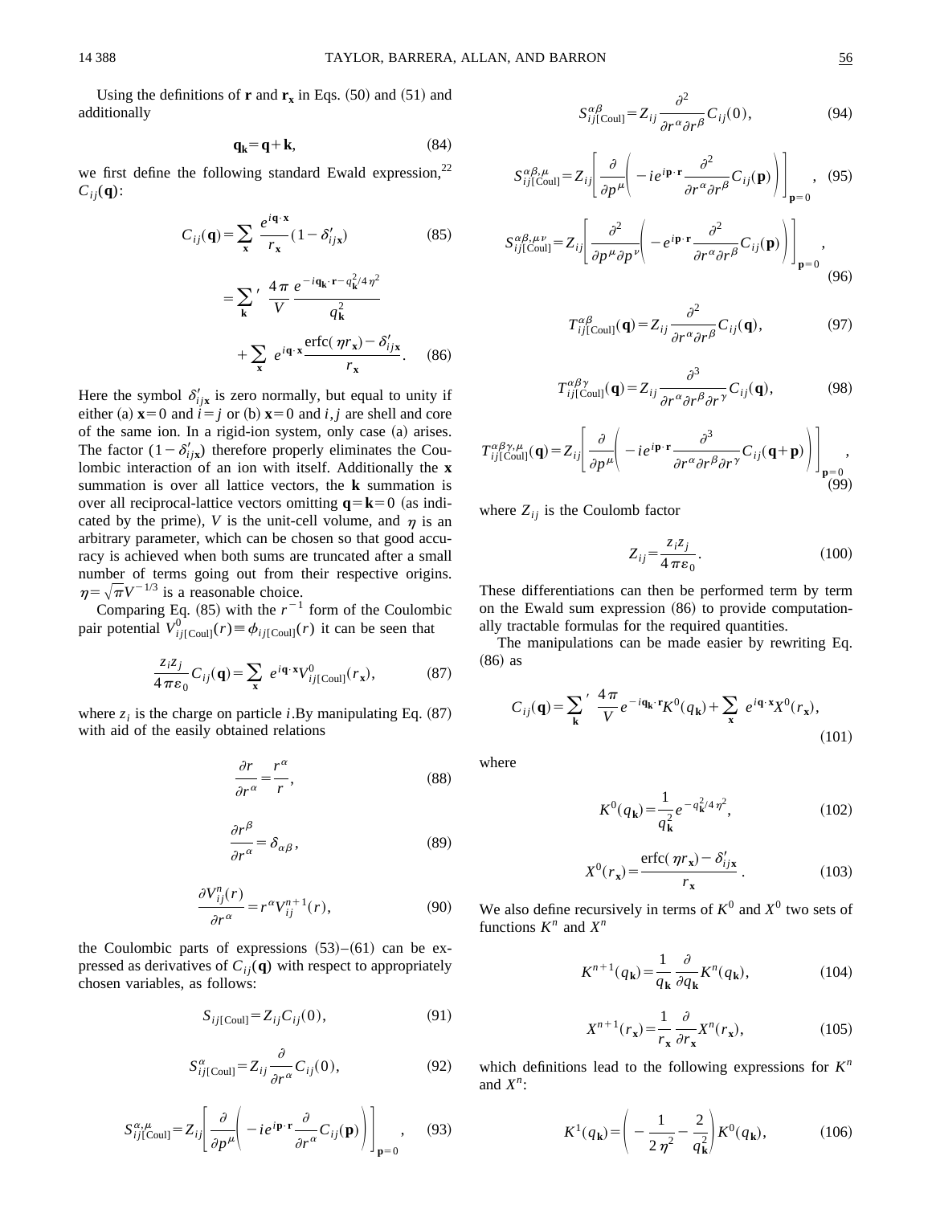Using the definitions of $\mathbf{r}$ and $\mathbf{r_x}$ in Eqs. (50) and (51) and additionally

$$\mathbf{q_k} = \mathbf{q} + \mathbf{k}, \tag{84}$$

we first define the following standard Ewald expression,[22] $C_{ij}(\mathbf{q})$:

$$C_{ij}(\mathbf{q}) = \sum_{\mathbf{x}} \frac{e^{i\mathbf{q}\cdot\mathbf{x}}}{r_{\mathbf{x}}}(1-\delta'_{ij\mathbf{x}}) \tag{85}$$

$$= \sum_{\mathbf{k}}{}' \frac{4\pi}{V} \frac{e^{-i\mathbf{q_k}\cdot\mathbf{r}-q_{\mathbf{k}}^2/4\eta^2}}{q_{\mathbf{k}}^2} + \sum_{\mathbf{x}} e^{i\mathbf{q}\cdot\mathbf{x}} \frac{\operatorname{erfc}(\eta r_{\mathbf{x}}) - \delta'_{ij\mathbf{x}}}{r_{\mathbf{x}}}. \tag{86}$$

Here the symbol $\delta'_{ij\mathbf{x}}$ is zero normally, but equal to unity if either (a) $\mathbf{x}=0$ and $i=j$ or (b) $\mathbf{x}=0$ and $i,j$ are shell and core of the same ion. In a rigid-ion system, only case (a) arises. The factor $(1-\delta'_{ij\mathbf{x}})$ therefore properly eliminates the Coulombic interaction of an ion with itself. Additionally the $\mathbf{x}$ summation is over all lattice vectors, the $\mathbf{k}$ summation is over all reciprocal-lattice vectors omitting $\mathbf{q}=\mathbf{k}=0$ (as indicated by the prime), $V$ is the unit-cell volume, and $\eta$ is an arbitrary parameter, which can be chosen so that good accuracy is achieved when both sums are truncated after a small number of terms going out from their respective origins. $\eta = \sqrt{\pi}V^{-1/3}$ is a reasonable choice.

Comparing Eq. (85) with the $r^{-1}$ form of the Coulombic pair potential $V^0_{ij[\mathrm{Coul}]}(r) \equiv \phi_{ij[\mathrm{Coul}]}(r)$ it can be seen that

$$\frac{z_i z_j}{4\pi\varepsilon_0} C_{ij}(\mathbf{q}) = \sum_{\mathbf{x}} e^{i\mathbf{q}\cdot\mathbf{x}} V^0_{ij[\mathrm{Coul}]}(r_{\mathbf{x}}), \tag{87}$$

where $z_i$ is the charge on particle $i$. By manipulating Eq. (87) with aid of the easily obtained relations

$$\frac{\partial r}{\partial r^\alpha} = \frac{r^\alpha}{r}, \tag{88}$$

$$\frac{\partial r^\beta}{\partial r^\alpha} = \delta_{\alpha\beta}, \tag{89}$$

$$\frac{\partial V^n_{ij}(r)}{\partial r^\alpha} = r^\alpha V^{n+1}_{ij}(r), \tag{90}$$

the Coulombic parts of expressions (53)–(61) can be expressed as derivatives of $C_{ij}(\mathbf{q})$ with respect to appropriately chosen variables, as follows:

$$S_{ij[\mathrm{Coul}]} = Z_{ij} C_{ij}(0), \tag{91}$$

$$S^\alpha_{ij[\mathrm{Coul}]} = Z_{ij} \frac{\partial}{\partial r^\alpha} C_{ij}(0), \tag{92}$$

$$S^{\alpha,\mu}_{ij[\mathrm{Coul}]} = Z_{ij} \left[ \frac{\partial}{\partial p^\mu} \left( -ie^{i\mathbf{p}\cdot\mathbf{r}} \frac{\partial}{\partial r^\alpha} C_{ij}(\mathbf{p}) \right) \right]_{\mathbf{p}=0}, \tag{93}$$

$$S^{\alpha\beta}_{ij[\mathrm{Coul}]} = Z_{ij} \frac{\partial^2}{\partial r^\alpha \partial r^\beta} C_{ij}(0), \tag{94}$$

$$S^{\alpha\beta,\mu}_{ij[\mathrm{Coul}]} = Z_{ij} \left[ \frac{\partial}{\partial p^\mu} \left( -ie^{i\mathbf{p}\cdot\mathbf{r}} \frac{\partial^2}{\partial r^\alpha \partial r^\beta} C_{ij}(\mathbf{p}) \right) \right]_{\mathbf{p}=0}, \tag{95}$$

$$S^{\alpha\beta,\mu\nu}_{ij[\mathrm{Coul}]} = Z_{ij} \left[ \frac{\partial^2}{\partial p^\mu \partial p^\nu} \left( -e^{i\mathbf{p}\cdot\mathbf{r}} \frac{\partial^2}{\partial r^\alpha \partial r^\beta} C_{ij}(\mathbf{p}) \right) \right]_{\mathbf{p}=0}, \tag{96}$$

$$T^{\alpha\beta}_{ij[\mathrm{Coul}]}(\mathbf{q}) = Z_{ij} \frac{\partial^2}{\partial r^\alpha \partial r^\beta} C_{ij}(\mathbf{q}), \tag{97}$$

$$T^{\alpha\beta\gamma}_{ij[\mathrm{Coul}]}(\mathbf{q}) = Z_{ij} \frac{\partial^3}{\partial r^\alpha \partial r^\beta \partial r^\gamma} C_{ij}(\mathbf{q}), \tag{98}$$

$$T^{\alpha\beta\gamma,\mu}_{ij[\mathrm{Coul}]}(\mathbf{q}) = Z_{ij} \left[ \frac{\partial}{\partial p^\mu} \left( -ie^{i\mathbf{p}\cdot\mathbf{r}} \frac{\partial^3}{\partial r^\alpha \partial r^\beta \partial r^\gamma} C_{ij}(\mathbf{q}+\mathbf{p}) \right) \right]_{\mathbf{p}=0}, \tag{99}$$

where $Z_{ij}$ is the Coulomb factor

$$Z_{ij} = \frac{z_i z_j}{4\pi\varepsilon_0}. \tag{100}$$

These differentiations can then be performed term by term on the Ewald sum expression (86) to provide computationally tractable formulas for the required quantities.

The manipulations can be made easier by rewriting Eq. (86) as

$$C_{ij}(\mathbf{q}) = \sum_{\mathbf{k}}{}' \frac{4\pi}{V} e^{-i\mathbf{q_k}\cdot\mathbf{r}} K^0(q_{\mathbf{k}}) + \sum_{\mathbf{x}} e^{i\mathbf{q}\cdot\mathbf{x}} X^0(r_{\mathbf{x}}), \tag{101}$$

where

$$K^0(q_{\mathbf{k}}) = \frac{1}{q_{\mathbf{k}}^2} e^{-q_{\mathbf{k}}^2/4\eta^2}, \tag{102}$$

$$X^0(r_{\mathbf{x}}) = \frac{\operatorname{erfc}(\eta r_{\mathbf{x}}) - \delta'_{ij\mathbf{x}}}{r_{\mathbf{x}}}. \tag{103}$$

We also define recursively in terms of $K^0$ and $X^0$ two sets of functions $K^n$ and $X^n$

$$K^{n+1}(q_{\mathbf{k}}) = \frac{1}{q_{\mathbf{k}}} \frac{\partial}{\partial q_{\mathbf{k}}} K^n(q_{\mathbf{k}}), \tag{104}$$

$$X^{n+1}(r_{\mathbf{x}}) = \frac{1}{r_{\mathbf{x}}} \frac{\partial}{\partial r_{\mathbf{x}}} X^n(r_{\mathbf{x}}), \tag{105}$$

which definitions lead to the following expressions for $K^n$ and $X^n$:

$$K^1(q_{\mathbf{k}}) = \left( -\frac{1}{2\eta^2} - \frac{2}{q_{\mathbf{k}}^2} \right) K^0(q_{\mathbf{k}}), \tag{106}$$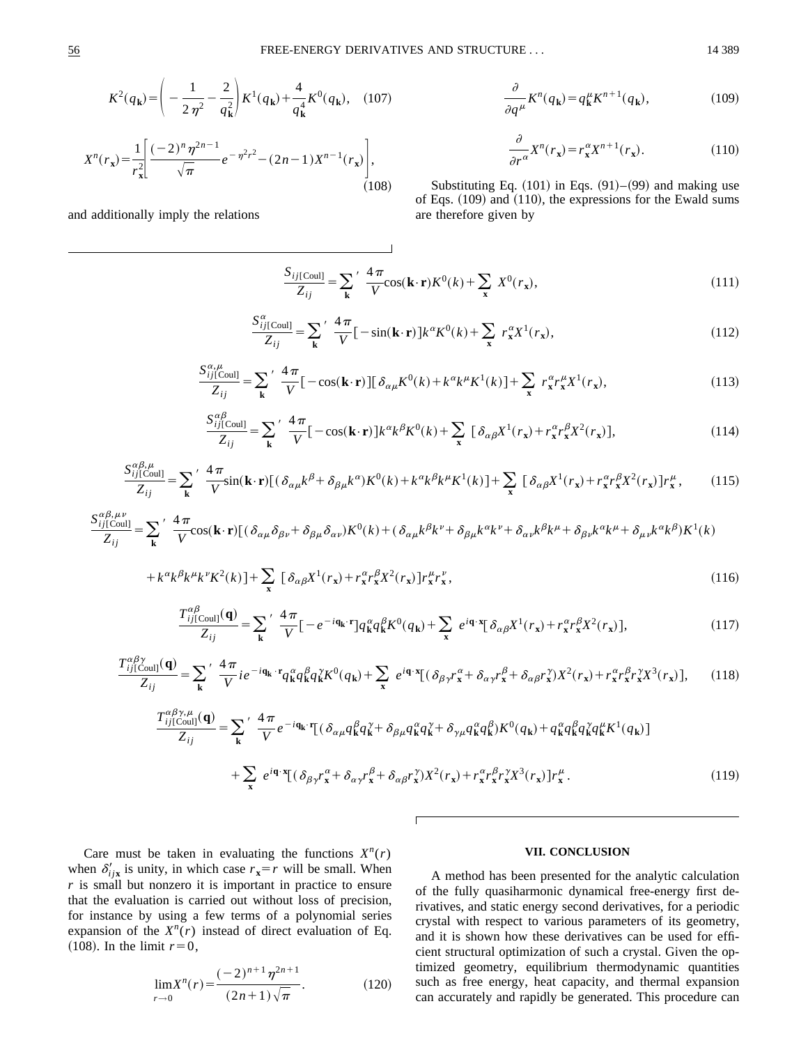$$K^2(q_{\mathbf{k}}) = \left( -\frac{1}{2\eta^2} - \frac{2}{q_{\mathbf{k}}^2} \right) K^1(q_{\mathbf{k}}) + \frac{4}{q_{\mathbf{k}}^4} K^0(q_{\mathbf{k}}), \quad (107)$$

$$X^n(r_{\mathbf{x}}) = \frac{1}{r_{\mathbf{x}}^2} \left[ \frac{(-2)^n \eta^{2n-1}}{\sqrt{\pi}} e^{-\eta^2 r^2} - (2n-1) X^{n-1}(r_{\mathbf{x}}) \right], \quad (108)$$

and additionally imply the relations

$$\frac{\partial}{\partial q^\mu} K^n(q_{\mathbf{k}}) = q_{\mathbf{k}}^\mu K^{n+1}(q_{\mathbf{k}}), \quad (109)$$

$$\frac{\partial}{\partial r^\alpha} X^n(r_{\mathbf{x}}) = r_{\mathbf{x}}^\alpha X^{n+1}(r_{\mathbf{x}}). \quad (110)$$

Substituting Eq. (101) in Eqs. (91)–(99) and making use of Eqs. (109) and (110), the expressions for the Ewald sums are therefore given by

$$\frac{S_{ij[\mathrm{Coul}]}}{Z_{ij}} = \sum_{\mathbf{k}}{}' \frac{4\pi}{V} \cos(\mathbf{k}\cdot\mathbf{r}) K^0(k) + \sum_{\mathbf{x}} X^0(r_{\mathbf{x}}), \quad (111)$$

$$\frac{S_{ij[\mathrm{Coul}]}^{\alpha}}{Z_{ij}} = \sum_{\mathbf{k}}{}' \frac{4\pi}{V} [-\sin(\mathbf{k}\cdot\mathbf{r})] k^\alpha K^0(k) + \sum_{\mathbf{x}} r_{\mathbf{x}}^\alpha X^1(r_{\mathbf{x}}), \quad (112)$$

$$\frac{S_{ij[\mathrm{Coul}]}^{\alpha,\mu}}{Z_{ij}} = \sum_{\mathbf{k}}{}' \frac{4\pi}{V} [-\cos(\mathbf{k}\cdot\mathbf{r})][\delta_{\alpha\mu} K^0(k) + k^\alpha k^\mu K^1(k)] + \sum_{\mathbf{x}} r_{\mathbf{x}}^\alpha r_{\mathbf{x}}^\mu X^1(r_{\mathbf{x}}), \quad (113)$$

$$\frac{S_{ij[\mathrm{Coul}]}^{\alpha\beta}}{Z_{ij}} = \sum_{\mathbf{k}}{}' \frac{4\pi}{V} [-\cos(\mathbf{k}\cdot\mathbf{r})] k^\alpha k^\beta K^0(k) + \sum_{\mathbf{x}} [\delta_{\alpha\beta} X^1(r_{\mathbf{x}}) + r_{\mathbf{x}}^\alpha r_{\mathbf{x}}^\beta X^2(r_{\mathbf{x}})], \quad (114)$$

$$\frac{S_{ij[\mathrm{Coul}]}^{\alpha\beta,\mu}}{Z_{ij}} = \sum_{\mathbf{k}}{}' \frac{4\pi}{V} \sin(\mathbf{k}\cdot\mathbf{r}) [(\delta_{\alpha\mu} k^\beta + \delta_{\beta\mu} k^\alpha) K^0(k) + k^\alpha k^\beta k^\mu K^1(k)] + \sum_{\mathbf{x}} [\delta_{\alpha\beta} X^1(r_{\mathbf{x}}) + r_{\mathbf{x}}^\alpha r_{\mathbf{x}}^\beta X^2(r_{\mathbf{x}})] r_{\mathbf{x}}^\mu, \quad (115)$$

$$\frac{S_{ij[\mathrm{Coul}]}^{\alpha\beta,\mu\nu}}{Z_{ij}} = \sum_{\mathbf{k}}{}' \frac{4\pi}{V} \cos(\mathbf{k}\cdot\mathbf{r}) [(\delta_{\alpha\mu}\delta_{\beta\nu} + \delta_{\beta\mu}\delta_{\alpha\nu}) K^0(k) + (\delta_{\alpha\mu} k^\beta k^\nu + \delta_{\beta\mu} k^\alpha k^\nu + \delta_{\alpha\nu} k^\beta k^\mu + \delta_{\beta\nu} k^\alpha k^\mu + \delta_{\mu\nu} k^\alpha k^\beta) K^1(k)$$
$$+ k^\alpha k^\beta k^\mu k^\nu K^2(k)] + \sum_{\mathbf{x}} [\delta_{\alpha\beta} X^1(r_{\mathbf{x}}) + r_{\mathbf{x}}^\alpha r_{\mathbf{x}}^\beta X^2(r_{\mathbf{x}})] r_{\mathbf{x}}^\mu r_{\mathbf{x}}^\nu, \quad (116)$$

$$\frac{T_{ij[\mathrm{Coul}]}^{\alpha\beta}(\mathbf{q})}{Z_{ij}} = \sum_{\mathbf{k}}{}' \frac{4\pi}{V} [-e^{-i\mathbf{q}_{\mathbf{k}}\cdot\mathbf{r}}] q_{\mathbf{k}}^\alpha q_{\mathbf{k}}^\beta K^0(q_{\mathbf{k}}) + \sum_{\mathbf{x}} e^{i\mathbf{q}\cdot\mathbf{x}} [\delta_{\alpha\beta} X^1(r_{\mathbf{x}}) + r_{\mathbf{x}}^\alpha r_{\mathbf{x}}^\beta X^2(r_{\mathbf{x}})], \quad (117)$$

$$\frac{T_{ij[\mathrm{Coul}]}^{\alpha\beta\gamma}(\mathbf{q})}{Z_{ij}} = \sum_{\mathbf{k}}{}' \frac{4\pi}{V} i e^{-i\mathbf{q}_{\mathbf{k}}\cdot\mathbf{r}} q_{\mathbf{k}}^\alpha q_{\mathbf{k}}^\beta q_{\mathbf{k}}^\gamma K^0(q_{\mathbf{k}}) + \sum_{\mathbf{x}} e^{i\mathbf{q}\cdot\mathbf{x}} [(\delta_{\beta\gamma} r_{\mathbf{x}}^\alpha + \delta_{\alpha\gamma} r_{\mathbf{x}}^\beta + \delta_{\alpha\beta} r_{\mathbf{x}}^\gamma) X^2(r_{\mathbf{x}}) + r_{\mathbf{x}}^\alpha r_{\mathbf{x}}^\beta r_{\mathbf{x}}^\gamma X^3(r_{\mathbf{x}})], \quad (118)$$

$$\frac{T_{ij[\mathrm{Coul}]}^{\alpha\beta\gamma,\mu}(\mathbf{q})}{Z_{ij}} = \sum_{\mathbf{k}}{}' \frac{4\pi}{V} e^{-i\mathbf{q}_{\mathbf{k}}\cdot\mathbf{r}} [(\delta_{\alpha\mu} q_{\mathbf{k}}^\beta q_{\mathbf{k}}^\gamma + \delta_{\beta\mu} q_{\mathbf{k}}^\alpha q_{\mathbf{k}}^\gamma + \delta_{\gamma\mu} q_{\mathbf{k}}^\alpha q_{\mathbf{k}}^\beta) K^0(q_{\mathbf{k}}) + q_{\mathbf{k}}^\alpha q_{\mathbf{k}}^\beta q_{\mathbf{k}}^\gamma q_{\mathbf{k}}^\mu K^1(q_{\mathbf{k}})]$$
$$+ \sum_{\mathbf{x}} e^{i\mathbf{q}\cdot\mathbf{x}} [(\delta_{\beta\gamma} r_{\mathbf{x}}^\alpha + \delta_{\alpha\gamma} r_{\mathbf{x}}^\beta + \delta_{\alpha\beta} r_{\mathbf{x}}^\gamma) X^2(r_{\mathbf{x}}) + r_{\mathbf{x}}^\alpha r_{\mathbf{x}}^\beta r_{\mathbf{x}}^\gamma X^3(r_{\mathbf{x}})] r_{\mathbf{x}}^\mu. \quad (119)$$

Care must be taken in evaluating the functions $X^n(r)$ when $\delta'_{ij\mathbf{x}}$ is unity, in which case $r_{\mathbf{x}} = r$ will be small. When $r$ is small but nonzero it is important in practice to ensure that the evaluation is carried out without loss of precision, for instance by using a few terms of a polynomial series expansion of the $X^n(r)$ instead of direct evaluation of Eq. (108). In the limit $r = 0$,

$$\lim_{r\to 0} X^n(r) = \frac{(-2)^{n+1}\eta^{2n+1}}{(2n+1)\sqrt{\pi}}. \quad (120)$$

## VII. CONCLUSION

A method has been presented for the analytic calculation of the fully quasiharmonic dynamical free-energy first derivatives, and static energy second derivatives, for a periodic crystal with respect to various parameters of its geometry, and it is shown how these derivatives can be used for efficient structural optimization of such a crystal. Given the optimized geometry, equilibrium thermodynamic quantities such as free energy, heat capacity, and thermal expansion can accurately and rapidly be generated. This procedure can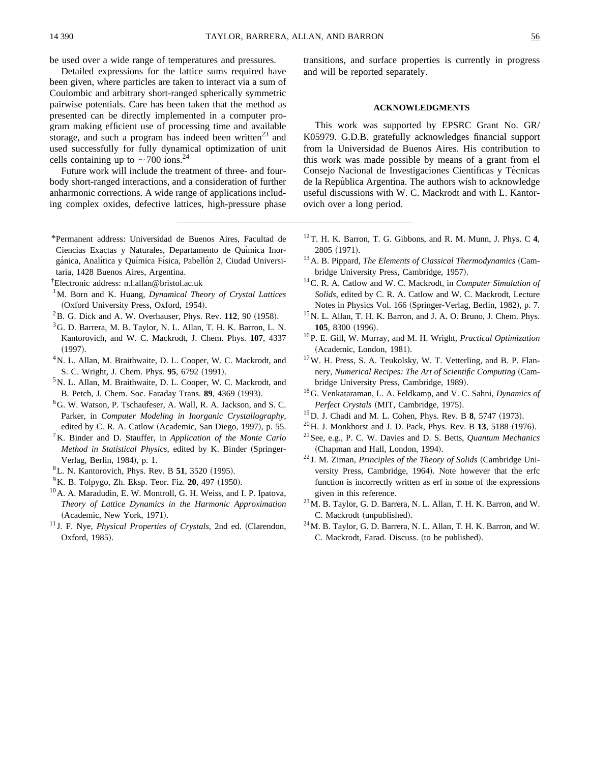be used over a wide range of temperatures and pressures.

Detailed expressions for the lattice sums required have been given, where particles are taken to interact via a sum of Coulombic and arbitrary short-ranged spherically symmetric pairwise potentials. Care has been taken that the method as presented can be directly implemented in a computer program making efficient use of processing time and available storage, and such a program has indeed been written[23] and used successfully for fully dynamical optimization of unit cells containing up to ~700 ions.[24]

Future work will include the treatment of three- and four-body short-ranged interactions, and a consideration of further anharmonic corrections. A wide range of applications including complex oxides, defective lattices, high-pressure phase transitions, and surface properties is currently in progress and will be reported separately.

## ACKNOWLEDGMENTS

This work was supported by EPSRC Grant No. GR/K05979. G.D.B. gratefully acknowledges financial support from la Universidad de Buenos Aires. His contribution to this work was made possible by means of a grant from el Consejo Nacional de Investigaciones Científicas y Técnicas de la República Argentina. The authors wish to acknowledge useful discussions with W. C. Mackrodt and with L. Kantorovich over a long period.

---

*Permanent address: Universidad de Buenos Aires, Facultad de Ciencias Exactas y Naturales, Departamento de Química Inorgánica, Analítica y Química Física, Pabellón 2, Ciudad Universitaria, 1428 Buenos Aires, Argentina.

†Electronic address: n.l.allan@bristol.ac.uk

[1] M. Born and K. Huang, *Dynamical Theory of Crystal Lattices* (Oxford University Press, Oxford, 1954).

[2] B. G. Dick and A. W. Overhauser, Phys. Rev. **112**, 90 (1958).

[3] G. D. Barrera, M. B. Taylor, N. L. Allan, T. H. K. Barron, L. N. Kantorovich, and W. C. Mackrodt, J. Chem. Phys. **107**, 4337 (1997).

[4] N. L. Allan, M. Braithwaite, D. L. Cooper, W. C. Mackrodt, and S. C. Wright, J. Chem. Phys. **95**, 6792 (1991).

[5] N. L. Allan, M. Braithwaite, D. L. Cooper, W. C. Mackrodt, and B. Petch, J. Chem. Soc. Faraday Trans. **89**, 4369 (1993).

[6] G. W. Watson, P. Tschaufeser, A. Wall, R. A. Jackson, and S. C. Parker, in *Computer Modeling in Inorganic Crystallography*, edited by C. R. A. Catlow (Academic, San Diego, 1997), p. 55.

[7] K. Binder and D. Stauffer, in *Application of the Monte Carlo Method in Statistical Physics*, edited by K. Binder (Springer-Verlag, Berlin, 1984), p. 1.

[8] L. N. Kantorovich, Phys. Rev. B **51**, 3520 (1995).

[9] K. B. Tolpygo, Zh. Eksp. Teor. Fiz. **20**, 497 (1950).

[10] A. A. Maradudin, E. W. Montroll, G. H. Weiss, and I. P. Ipatova, *Theory of Lattice Dynamics in the Harmonic Approximation* (Academic, New York, 1971).

[11] J. F. Nye, *Physical Properties of Crystals*, 2nd ed. (Clarendon, Oxford, 1985).

[12] T. H. K. Barron, T. G. Gibbons, and R. M. Munn, J. Phys. C **4**, 2805 (1971).

[13] A. B. Pippard, *The Elements of Classical Thermodynamics* (Cambridge University Press, Cambridge, 1957).

[14] C. R. A. Catlow and W. C. Mackrodt, in *Computer Simulation of Solids*, edited by C. R. A. Catlow and W. C. Mackrodt, Lecture Notes in Physics Vol. 166 (Springer-Verlag, Berlin, 1982), p. 7.

[15] N. L. Allan, T. H. K. Barron, and J. A. O. Bruno, J. Chem. Phys. **105**, 8300 (1996).

[16] P. E. Gill, W. Murray, and M. H. Wright, *Practical Optimization* (Academic, London, 1981).

[17] W. H. Press, S. A. Teukolsky, W. T. Vetterling, and B. P. Flannery, *Numerical Recipes: The Art of Scientific Computing* (Cambridge University Press, Cambridge, 1989).

[18] G. Venkataraman, L. A. Feldkamp, and V. C. Sahni, *Dynamics of Perfect Crystals* (MIT, Cambridge, 1975).

[19] D. J. Chadi and M. L. Cohen, Phys. Rev. B **8**, 5747 (1973).

[20] H. J. Monkhorst and J. D. Pack, Phys. Rev. B **13**, 5188 (1976).

[21] See, e.g., P. C. W. Davies and D. S. Betts, *Quantum Mechanics* (Chapman and Hall, London, 1994).

[22] J. M. Ziman, *Principles of the Theory of Solids* (Cambridge University Press, Cambridge, 1964). Note however that the erfc function is incorrectly written as erf in some of the expressions given in this reference.

[23] M. B. Taylor, G. D. Barrera, N. L. Allan, T. H. K. Barron, and W. C. Mackrodt (unpublished).

[24] M. B. Taylor, G. D. Barrera, N. L. Allan, T. H. K. Barron, and W. C. Mackrodt, Farad. Discuss. (to be published).